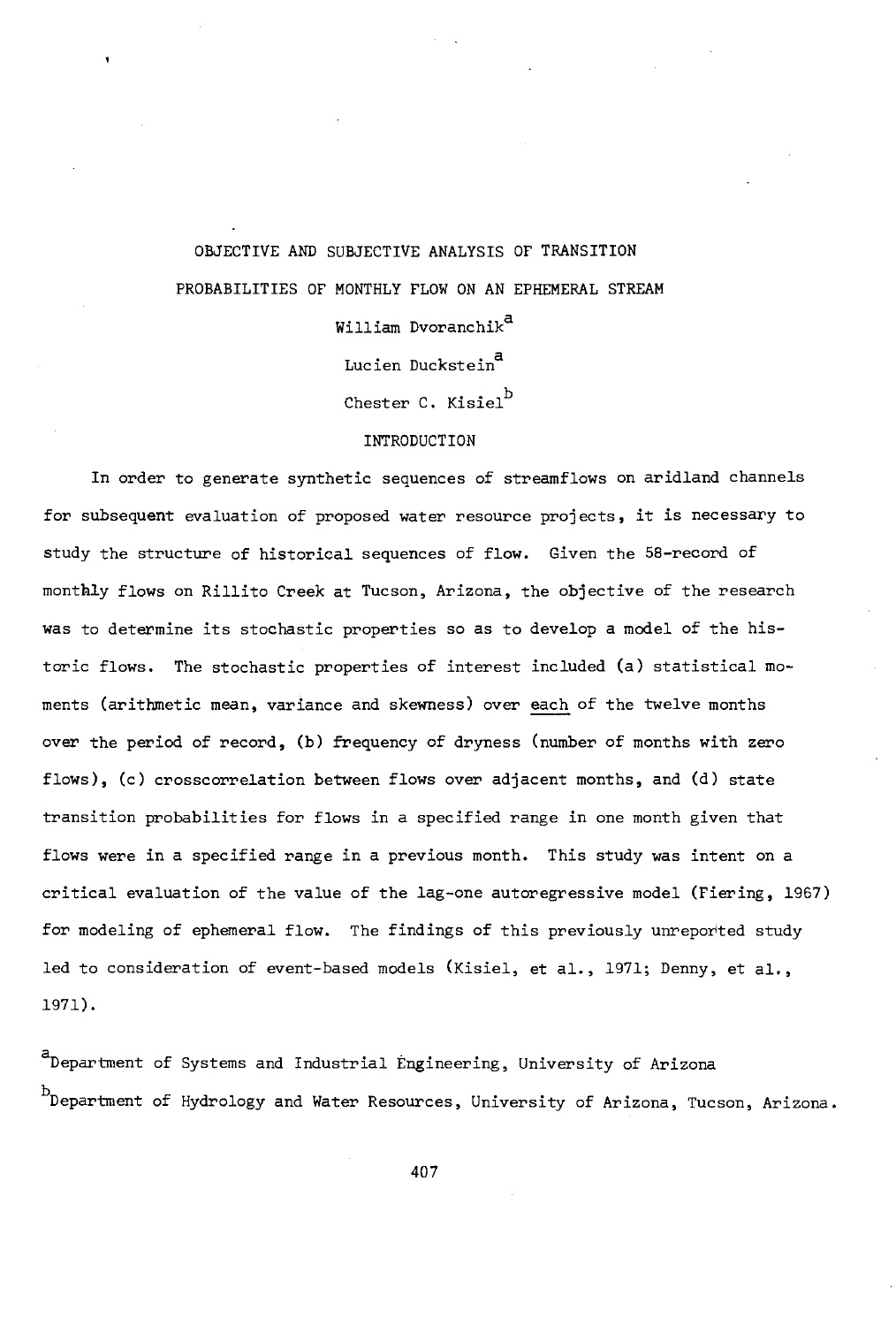# OBJECTIVE AND SUBJECTIVE ANALYSIS OF TRANSITION PROBABILITIES OF MONTHLY FLOW ON AN EPHEMERAL STREAM

William Dvoranchik[a]

Lucien Duckstein[a]

Chester C. Kisiel[b]

## INTRODUCTION

In order to generate synthetic sequences of streamflows on aridland channels for subsequent evaluation of proposed water resource projects, it is necessary to study the structure of historical sequences of flow. Given the 58-record of monthly flows on Rillito Creek at Tucson, Arizona, the objective of the research was to determine its stochastic properties so as to develop a model of the historic flows. The stochastic properties of interest included (a) statistical moments (arithmetic mean, variance and skewness) over each of the twelve months over the period of record, (b) frequency of dryness (number of months with zero flows), (c) crosscorrelation between flows over adjacent months, and (d) state transition probabilities for flows in a specified range in one month given that flows were in a specified range in a previous month. This study was intent on a critical evaluation of the value of the lag-one autoregressive model (Fiering, 1967) for modeling of ephemeral flow. The findings of this previously unreported study led to consideration of event-based models (Kisiel, et al., 1971; Denny, et al., 1971).

[a] Department of Systems and Industrial Engineering, University of Arizona

[b] Department of Hydrology and Water Resources, University of Arizona, Tucson, Arizona.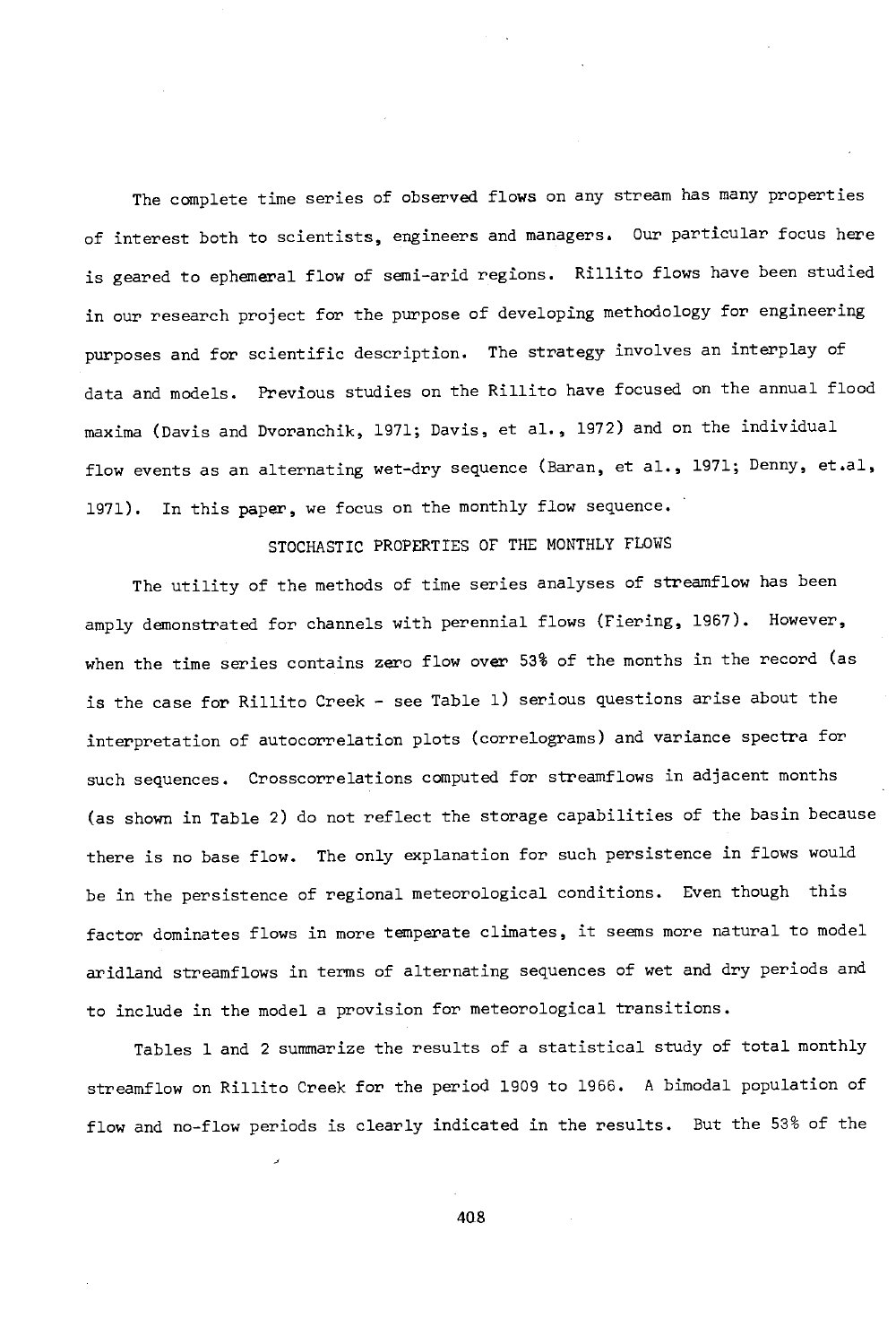The complete time series of observed flows on any stream has many properties of interest both to scientists, engineers and managers. Our particular focus here is geared to ephemeral flow of semi-arid regions. Rillito flows have been studied in our research project for the purpose of developing methodology for engineering purposes and for scientific description. The strategy involves an interplay of data and models. Previous studies on the Rillito have focused on the annual flood maxima (Davis and Dvoranchik, 1971; Davis, et al., 1972) and on the individual flow events as an alternating wet-dry sequence (Baran, et al., 1971; Denny, et.al, 1971). In this paper, we focus on the monthly flow sequence.

## STOCHASTIC PROPERTIES OF THE MONTHLY FLOWS

The utility of the methods of time series analyses of streamflow has been amply demonstrated for channels with perennial flows (Fiering, 1967). However, when the time series contains zero flow over 53% of the months in the record (as is the case for Rillito Creek - see Table 1) serious questions arise about the interpretation of autocorrelation plots (correlograms) and variance spectra for such sequences. Crosscorrelations computed for streamflows in adjacent months (as shown in Table 2) do not reflect the storage capabilities of the basin because there is no base flow. The only explanation for such persistence in flows would be in the persistence of regional meteorological conditions. Even though this factor dominates flows in more temperate climates, it seems more natural to model aridland streamflows in terms of alternating sequences of wet and dry periods and to include in the model a provision for meteorological transitions.

Tables 1 and 2 summarize the results of a statistical study of total monthly streamflow on Rillito Creek for the period 1909 to 1966. A bimodal population of flow and no-flow periods is clearly indicated in the results. But the 53% of the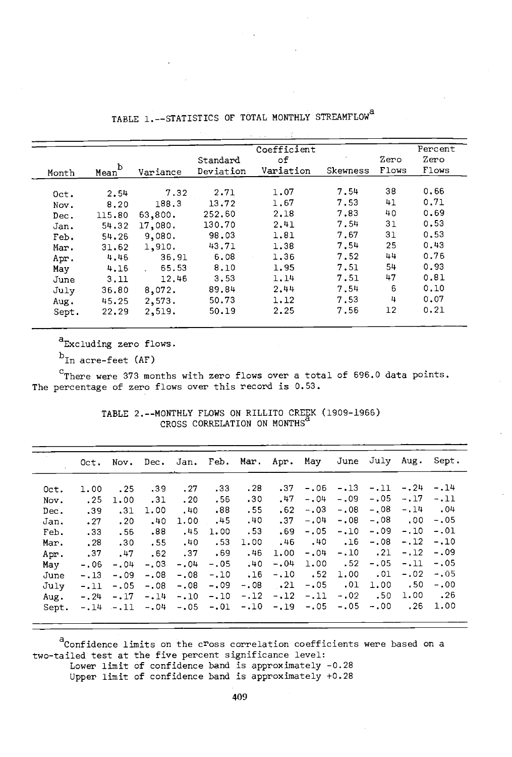TABLE 1.--STATISTICS OF TOTAL MONTHLY STREAMFLOW[a]

| Month | Mean[b] | Variance | Standard Deviation | Coefficient of Variation | Skewness | Zero Flows | Percent Zero Flows |
|---|---|---|---|---|---|---|---|
| Oct. | 2.54 | 7.32 | 2.71 | 1.07 | 7.54 | 38 | 0.66 |
| Nov. | 8.20 | 188.3 | 13.72 | 1.67 | 7.53 | 41 | 0.71 |
| Dec. | 115.80 | 63,800. | 252.60 | 2.18 | 7.83 | 40 | 0.69 |
| Jan. | 54.32 | 17,080. | 130.70 | 2.41 | 7.54 | 31 | 0.53 |
| Feb. | 54.26 | 9,080. | 98.03 | 1.81 | 7.67 | 31 | 0.53 |
| Mar. | 31.62 | 1,910. | 43.71 | 1.38 | 7.54 | 25 | 0.43 |
| Apr. | 4.46 | 36.91 | 6.08 | 1.36 | 7.52 | 44 | 0.76 |
| May | 4.16 | 65.53 | 8.10 | 1.95 | 7.51 | 54 | 0.93 |
| June | 3.11 | 12.46 | 3.53 | 1.14 | 7.51 | 47 | 0.81 |
| July | 36.80 | 8,072. | 89.84 | 2.44 | 7.54 | 6 | 0.10 |
| Aug. | 45.25 | 2,573. | 50.73 | 1.12 | 7.53 | 4 | 0.07 |
| Sept. | 22.29 | 2,519. | 50.19 | 2.25 | 7.56 | 12 | 0.21 |

[a]Excluding zero flows.

[b]In acre-feet (AF)

[c]There were 373 months with zero flows over a total of 696.0 data points. The percentage of zero flows over this record is 0.53.

TABLE 2.--MONTHLY FLOWS ON RILLITO CREEK (1909-1966) CROSS CORRELATION ON MONTHS[a]

| | Oct. | Nov. | Dec. | Jan. | Feb. | Mar. | Apr. | May | June | July | Aug. | Sept. |
|---|---|---|---|---|---|---|---|---|---|---|---|---|
| Oct. | 1.00 | .25 | .39 | .27 | .33 | .28 | .37 | -.06 | -.13 | -.11 | -.24 | -.14 |
| Nov. | .25 | 1.00 | .31 | .20 | .56 | .30 | .47 | -.04 | -.09 | -.05 | -.17 | -.11 |
| Dec. | .39 | .31 | 1.00 | .40 | .88 | .55 | .62 | -.03 | -.08 | -.08 | -.14 | .04 |
| Jan. | .27 | .20 | .40 | 1.00 | .45 | .40 | .37 | -.04 | -.08 | -.08 | .00 | -.05 |
| Feb. | .33 | .56 | .88 | .45 | 1.00 | .53 | .69 | -.05 | -.10 | -.09 | -.10 | -.01 |
| Mar. | .28 | .30 | .55 | .40 | .53 | 1.00 | .46 | .40 | .16 | -.08 | -.12 | -.10 |
| Apr. | .37 | .47 | .62 | .37 | .69 | .46 | 1.00 | -.04 | -.10 | .21 | -.12 | -.09 |
| May | -.06 | -.04 | -.03 | -.04 | -.05 | .40 | -.04 | 1.00 | .52 | -.05 | -.11 | -.05 |
| June | -.13 | -.09 | -.08 | -.08 | -.10 | .16 | -.10 | .52 | 1.00 | .01 | -.02 | -.05 |
| July | -.11 | -.05 | -.08 | -.08 | -.09 | -.08 | .21 | -.05 | .01 | 1.00 | .50 | -.00 |
| Aug. | -.24 | -.17 | -.14 | -.10 | -.10 | -.12 | -.12 | -.11 | -.02 | .50 | 1.00 | .26 |
| Sept. | -.14 | -.11 | -.04 | -.05 | -.01 | -.10 | -.19 | -.05 | -.05 | -.00 | .26 | 1.00 |

[a]Confidence limits on the cross correlation coefficients were based on a two-tailed test at the five percent significance level:
Lower limit of confidence band is approximately -0.28
Upper limit of confidence band is approximately +0.28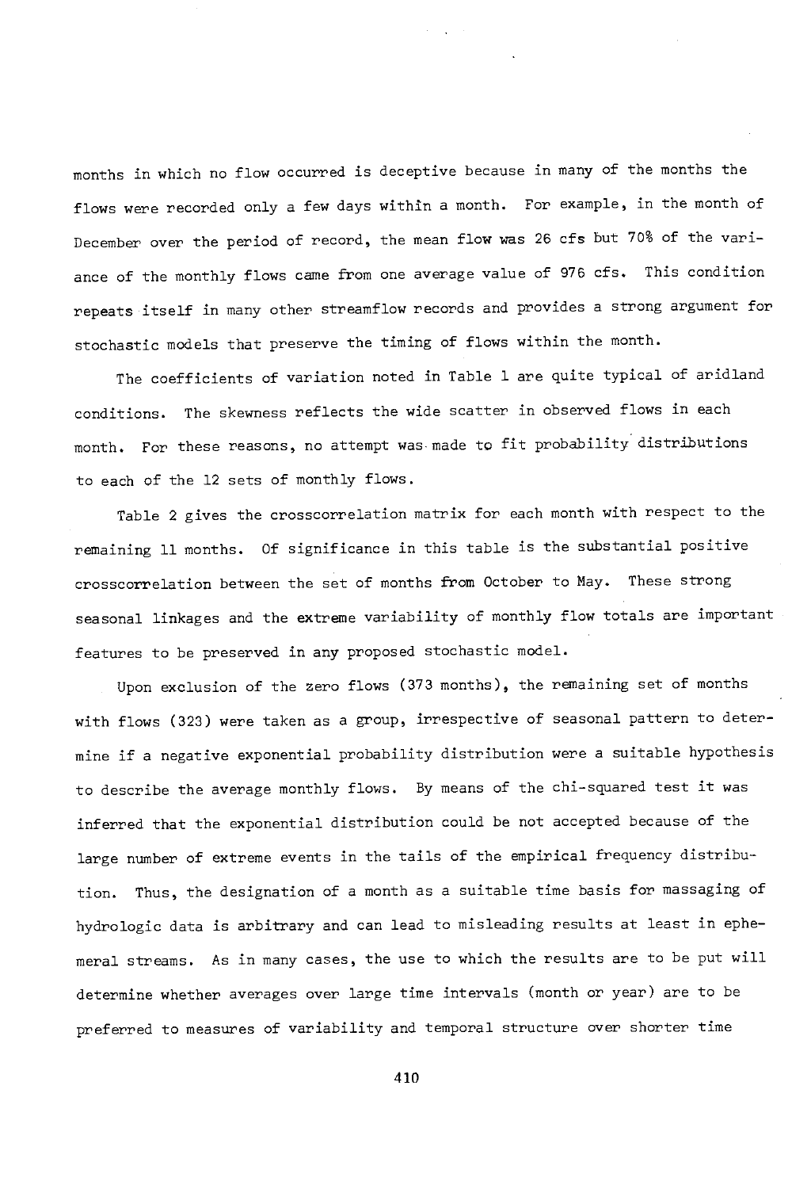months in which no flow occurred is deceptive because in many of the months the flows were recorded only a few days within a month. For example, in the month of December over the period of record, the mean flow was 26 cfs but 70% of the variance of the monthly flows came from one average value of 976 cfs. This condition repeats itself in many other streamflow records and provides a strong argument for stochastic models that preserve the timing of flows within the month.

The coefficients of variation noted in Table 1 are quite typical of aridland conditions. The skewness reflects the wide scatter in observed flows in each month. For these reasons, no attempt was made to fit probability distributions to each of the 12 sets of monthly flows.

Table 2 gives the crosscorrelation matrix for each month with respect to the remaining 11 months. Of significance in this table is the substantial positive crosscorrelation between the set of months from October to May. These strong seasonal linkages and the extreme variability of monthly flow totals are important features to be preserved in any proposed stochastic model.

Upon exclusion of the zero flows (373 months), the remaining set of months with flows (323) were taken as a group, irrespective of seasonal pattern to determine if a negative exponential probability distribution were a suitable hypothesis to describe the average monthly flows. By means of the chi-squared test it was inferred that the exponential distribution could be not accepted because of the large number of extreme events in the tails of the empirical frequency distribution. Thus, the designation of a month as a suitable time basis for massaging of hydrologic data is arbitrary and can lead to misleading results at least in ephemeral streams. As in many cases, the use to which the results are to be put will determine whether averages over large time intervals (month or year) are to be preferred to measures of variability and temporal structure over shorter time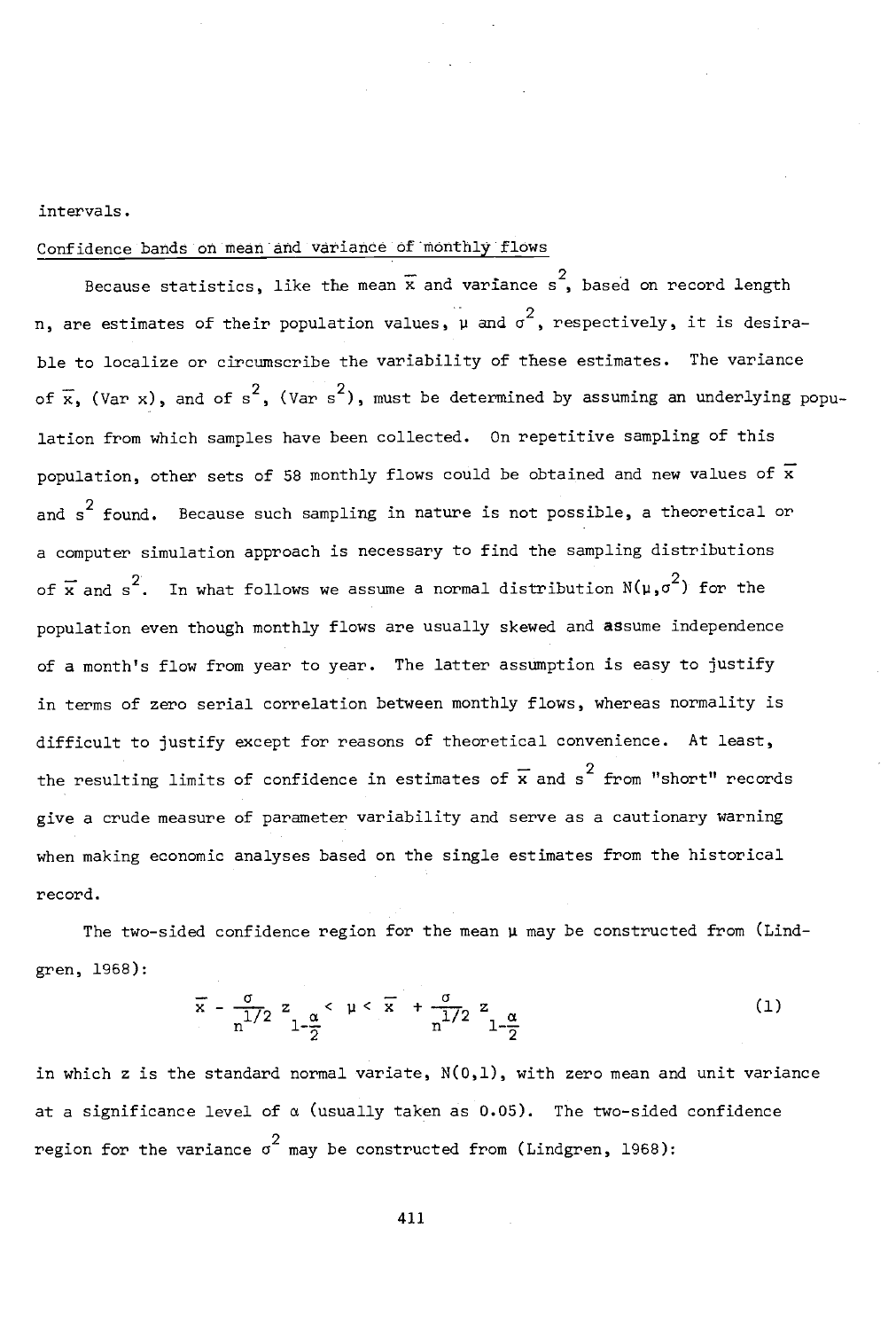intervals.

Confidence bands on mean and variance of monthly flows

Because statistics, like the mean $\bar{x}$ and variance $s^2$, based on record length n, are estimates of their population values, $\mu$ and $\sigma^2$, respectively, it is desirable to localize or circumscribe the variability of these estimates. The variance of $\bar{x}$, (Var x), and of $s^2$, (Var $s^2$), must be determined by assuming an underlying population from which samples have been collected. On repetitive sampling of this population, other sets of 58 monthly flows could be obtained and new values of $\bar{x}$ and $s^2$ found. Because such sampling in nature is not possible, a theoretical or a computer simulation approach is necessary to find the sampling distributions of $\bar{x}$ and $s^2$. In what follows we assume a normal distribution $N(\mu,\sigma^2)$ for the population even though monthly flows are usually skewed and assume independence of a month's flow from year to year. The latter assumption is easy to justify in terms of zero serial correlation between monthly flows, whereas normality is difficult to justify except for reasons of theoretical convenience. At least, the resulting limits of confidence in estimates of $\bar{x}$ and $s^2$ from "short" records give a crude measure of parameter variability and serve as a cautionary warning when making economic analyses based on the single estimates from the historical record.

The two-sided confidence region for the mean $\mu$ may be constructed from (Lindgren, 1968):

$$\bar{x} - \frac{\sigma}{n^{1/2}} z_{1-\frac{\alpha}{2}} < \mu < \bar{x} + \frac{\sigma}{n^{1/2}} z_{1-\frac{\alpha}{2}} \qquad (1)$$

in which z is the standard normal variate, N(0,1), with zero mean and unit variance at a significance level of $\alpha$ (usually taken as 0.05). The two-sided confidence region for the variance $\sigma^2$ may be constructed from (Lindgren, 1968):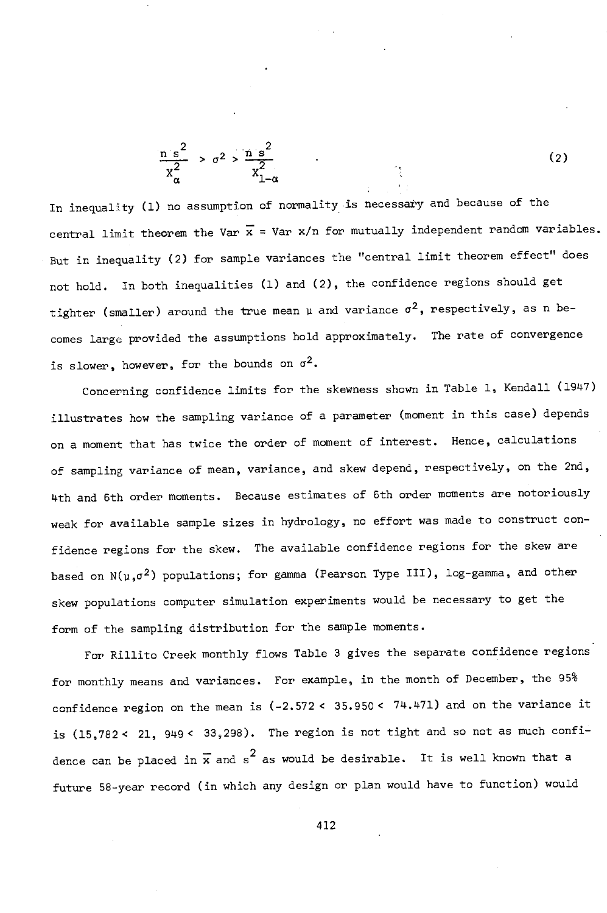$$\frac{n\,s^2}{\chi^2_{\alpha}} > \sigma^2 > \frac{n\,s^2}{\chi^2_{1-\alpha}} \qquad . \tag{2}$$

In inequality (1) no assumption of normality is necessary and because of the central limit theorem the Var $\bar{x}$ = Var $x/n$ for mutually independent random variables. But in inequality (2) for sample variances the "central limit theorem effect" does not hold. In both inequalities (1) and (2), the confidence regions should get tighter (smaller) around the true mean $\mu$ and variance $\sigma^2$, respectively, as n becomes large provided the assumptions hold approximately. The rate of convergence is slower, however, for the bounds on $\sigma^2$.

Concerning confidence limits for the skewness shown in Table 1, Kendall (1947) illustrates how the sampling variance of a parameter (moment in this case) depends on a moment that has twice the order of moment of interest. Hence, calculations of sampling variance of mean, variance, and skew depend, respectively, on the 2nd, 4th and 6th order moments. Because estimates of 6th order moments are notoriously weak for available sample sizes in hydrology, no effort was made to construct confidence regions for the skew. The available confidence regions for the skew are based on $N(\mu,\sigma^2)$ populations; for gamma (Pearson Type III), log-gamma, and other skew populations computer simulation experiments would be necessary to get the form of the sampling distribution for the sample moments.

For Rillito Creek monthly flows Table 3 gives the separate confidence regions for monthly means and variances. For example, in the month of December, the 95% confidence region on the mean is (-2.572 < 35.950 < 74.471) and on the variance it is (15,782 < 21, 949 < 33,298). The region is not tight and so not as much confidence can be placed in $\bar{x}$ and $s^2$ as would be desirable. It is well known that a future 58-year record (in which any design or plan would have to function) would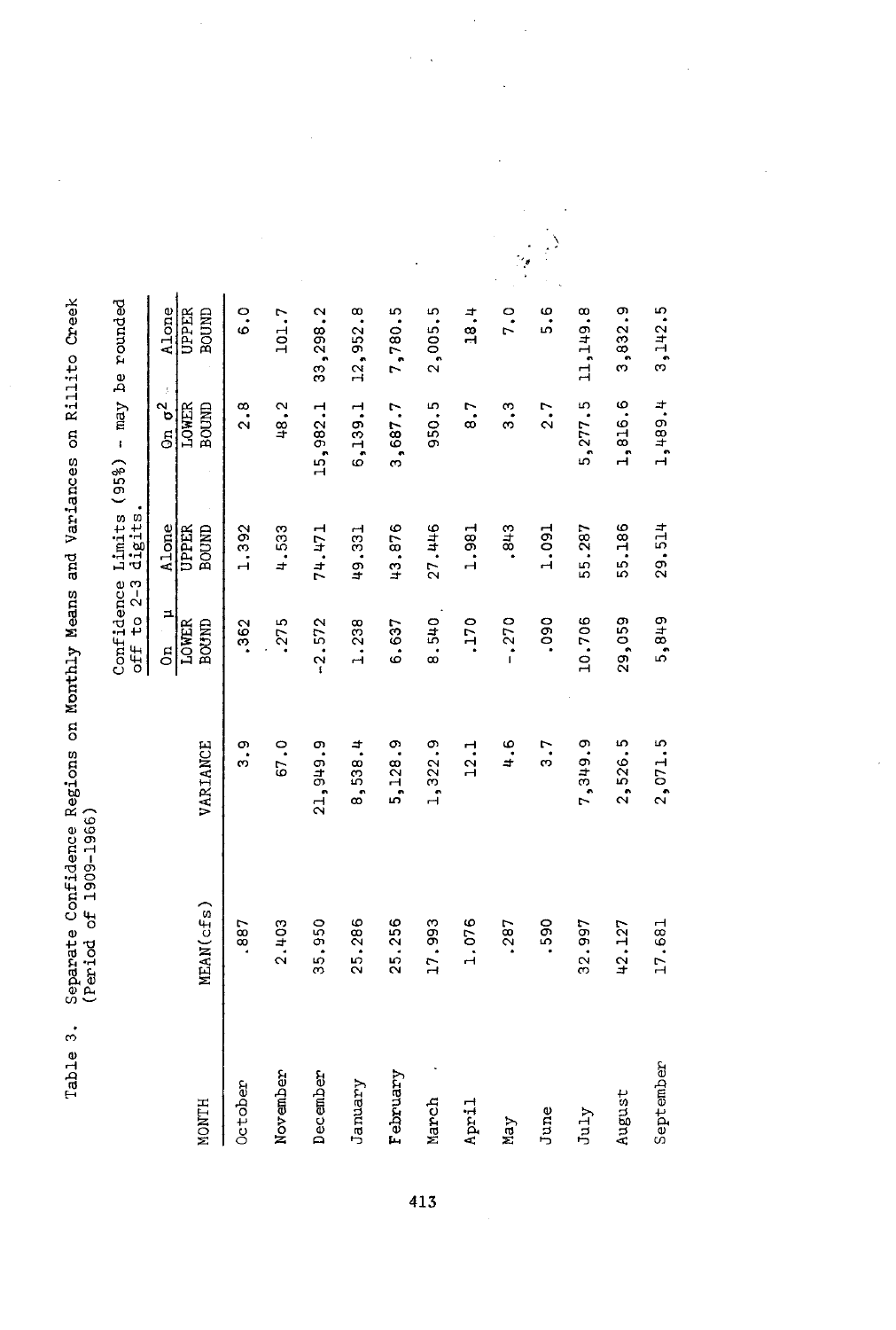Table 3. Separate Confidence Regions on Monthly Means and Variances on Rillito Creek (Period of 1909-1966)

| MONTH | MEAN(cfs) | VARIANCE | Confidence Limits (95%) - may be rounded off to 2-3 digits. On $\mu$ Alone LOWER BOUND | UPPER BOUND | On $\sigma^2$ Alone LOWER BOUND | UPPER BOUND |
|---|---|---|---|---|---|---|
| October | .887 | 3.9 | .362 | 1.392 | 2.8 | 6.0 |
| November | 2.403 | 67.0 | .275 | 4.533 | 48.2 | 101.7 |
| December | 35.950 | 21,949.9 | -2.572 | 74.471 | 15,982.1 | 33,298.2 |
| January | 25.286 | 8,538.4 | 1.238 | 49.331 | 6,139.1 | 12,952.8 |
| February | 25.256 | 5,128.9 | 6.637 | 43.876 | 3,687.7 | 7,780.5 |
| March | 17.993 | 1,322.9 | 8.540 | 27.446 | 950.5 | 2,005.5 |
| April | 1.076 | 12.1 | .170 | 1.981 | 8.7 | 18.4 |
| May | .287 | 4.6 | -.270 | .843 | 3.3 | 7.0 |
| June | .590 | 3.7 | .090 | 1.091 | 2.7 | 5.6 |
| July | 32.997 | 7,349.9 | 10.706 | 55.287 | 5,277.5 | 11,149.8 |
| August | 42.127 | 2,526.5 | 29,059 | 55.186 | 1,816.6 | 3,832.9 |
| September | 17.681 | 2,071.5 | 5,849 | 29.514 | 1,489.4 | 3,142.5 |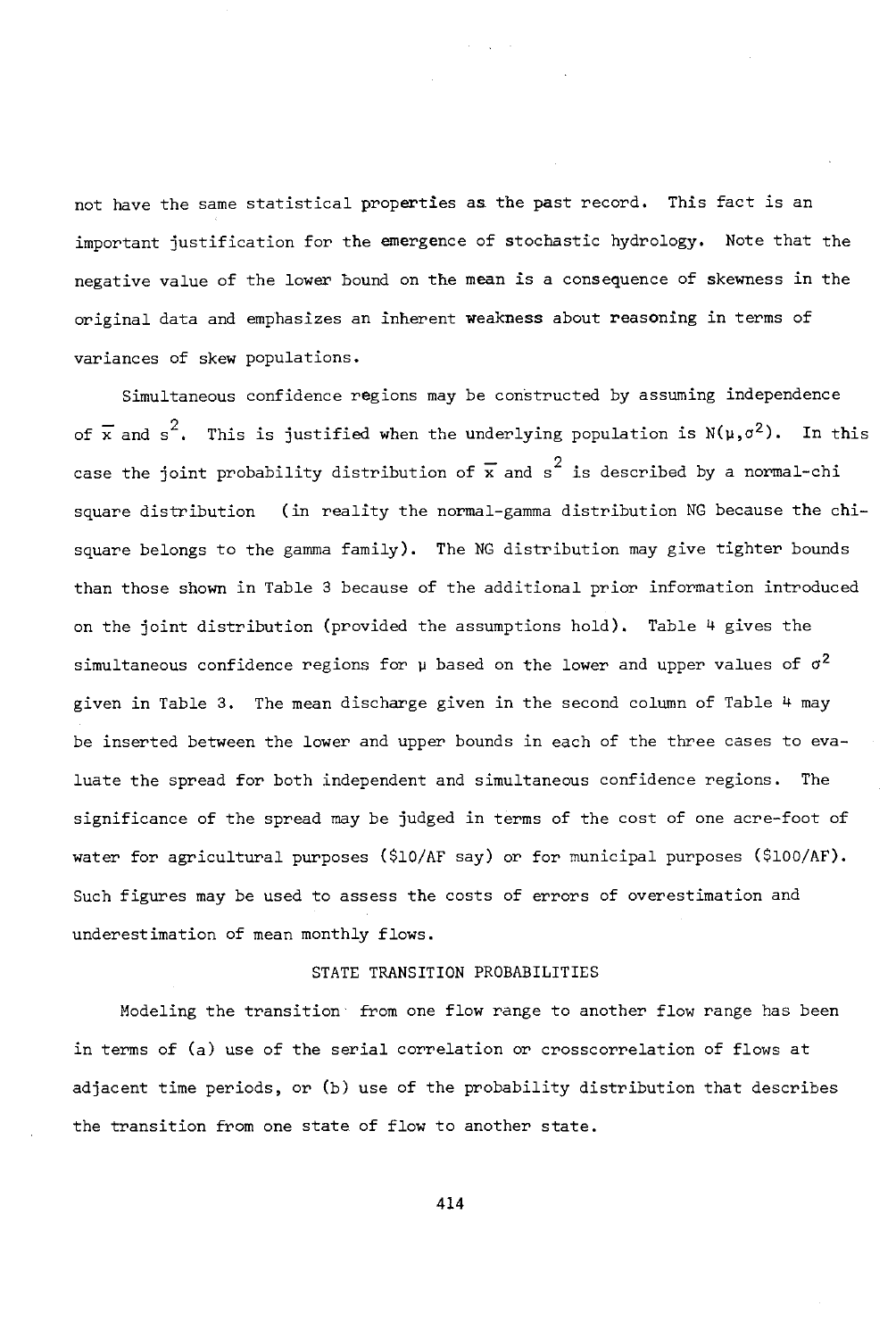not have the same statistical properties as the past record. This fact is an important justification for the emergence of stochastic hydrology. Note that the negative value of the lower bound on the mean is a consequence of skewness in the original data and emphasizes an inherent weakness about reasoning in terms of variances of skew populations.

Simultaneous confidence regions may be constructed by assuming independence of $\overline{x}$ and $s^2$. This is justified when the underlying population is $N(\mu,\sigma^2)$. In this case the joint probability distribution of $\overline{x}$ and $s^2$ is described by a normal-chi square distribution (in reality the normal-gamma distribution NG because the chi-square belongs to the gamma family). The NG distribution may give tighter bounds than those shown in Table 3 because of the additional prior information introduced on the joint distribution (provided the assumptions hold). Table 4 gives the simultaneous confidence regions for $\mu$ based on the lower and upper values of $\sigma^2$ given in Table 3. The mean discharge given in the second column of Table 4 may be inserted between the lower and upper bounds in each of the three cases to evaluate the spread for both independent and simultaneous confidence regions. The significance of the spread may be judged in terms of the cost of one acre-foot of water for agricultural purposes ($10/AF say) or for municipal purposes ($100/AF). Such figures may be used to assess the costs of errors of overestimation and underestimation of mean monthly flows.

## STATE TRANSITION PROBABILITIES

Modeling the transition from one flow range to another flow range has been in terms of (a) use of the serial correlation or crosscorrelation of flows at adjacent time periods, or (b) use of the probability distribution that describes the transition from one state of flow to another state.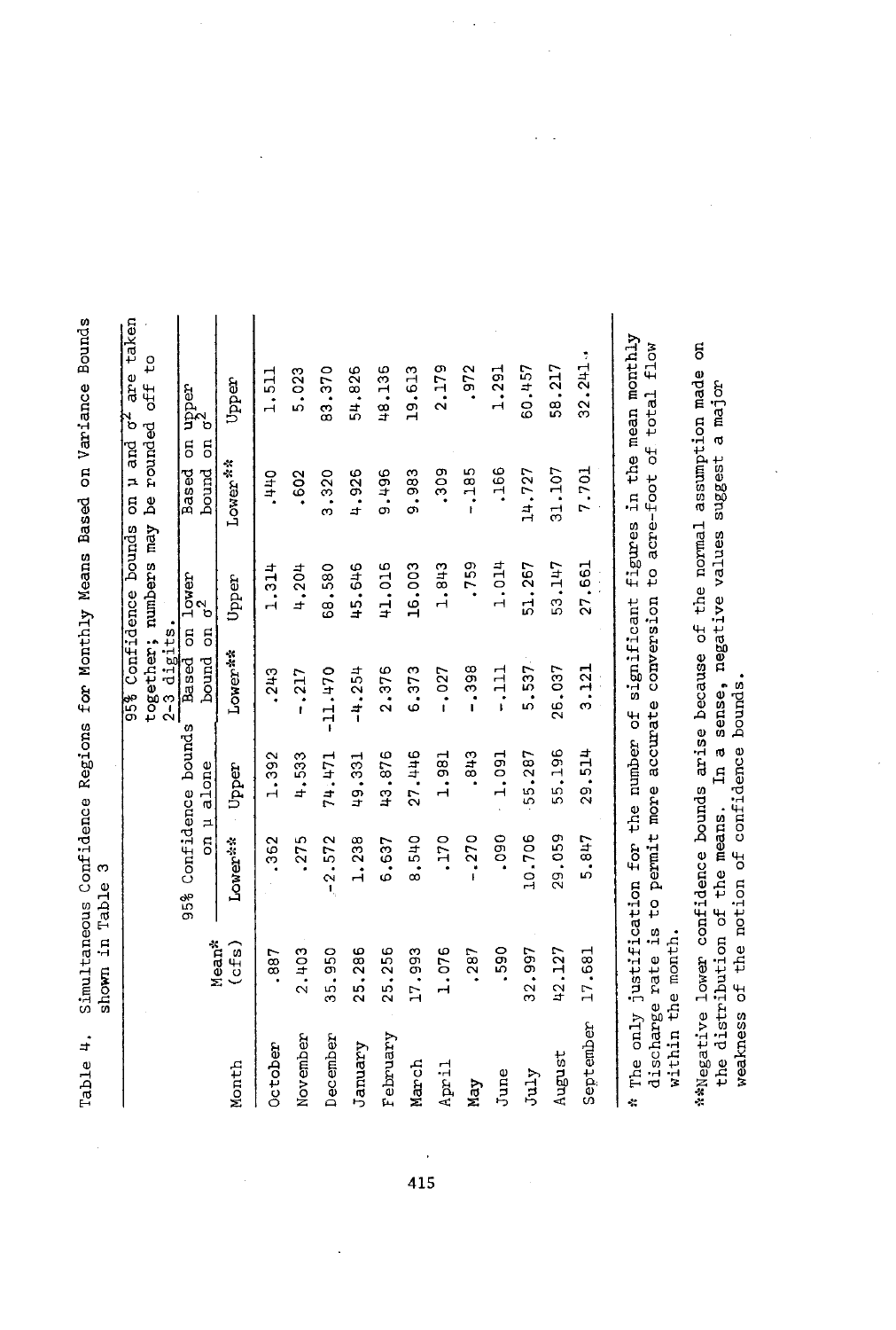Table 4. Simultaneous Confidence Regions for Monthly Means Based on Variance Bounds shown in Table 3

| Month | Mean* (cfs) | 95% Confidence bounds on μ alone | | 95% Confidence bounds on μ and $\sigma^2$ are taken together; numbers may be rounded off to 2-3 digits. | | | |
|---|---|---|---|---|---|---|---|
| | | | | Based on lower bound on $\sigma^2$ | | Based on upper bound on $\sigma^2$ | |
| | | Lower** | Upper | Lower** | Upper | Lower** | Upper |
| October | .887 | .362 | 1.392 | .243 | 1.314 | .440 | 1.511 |
| November | 2.403 | .275 | 4.533 | -.217 | 4.204 | .602 | 5.023 |
| December | 35.950 | -2.572 | 74.471 | -11.470 | 68.580 | 3.320 | 83.370 |
| January | 25.286 | 1.238 | 49.331 | -4.254 | 45.646 | 4.926 | 54.826 |
| February | 25.256 | 6.637 | 43.876 | 2.376 | 41.016 | 9.496 | 48.136 |
| March | 17.993 | 8.540 | 27.446 | 6.373 | 16.003 | 9.983 | 19.613 |
| April | 1.076 | .170 | 1.981 | -.027 | 1.843 | .309 | 2.179 |
| May | .287 | -.270 | .843 | -.398 | .759 | -.185 | .972 |
| June | .590 | .090 | 1.091 | -.111 | 1.014 | .166 | 1.291 |
| July | 32.997 | 10.706 | 55.287 | 5.537 | 51.267 | 14.727 | 60.457 |
| August | 42.127 | 29.059 | 55.196 | 26.037 | 53.147 | 31.107 | 58.217 |
| September | 17.681 | 5.847 | 29.514 | 3.121 | 27.661 | 7.701 | 32.241 |

\* The only justification for the number of significant figures in the mean monthly discharge rate is to permit more accurate conversion to acre-foot of total flow within the month.

\*\*Negative lower confidence bounds arise because of the normal assumption made on the distribution of the means. In a sense, negative values suggest a major weakness of the notion of confidence bounds.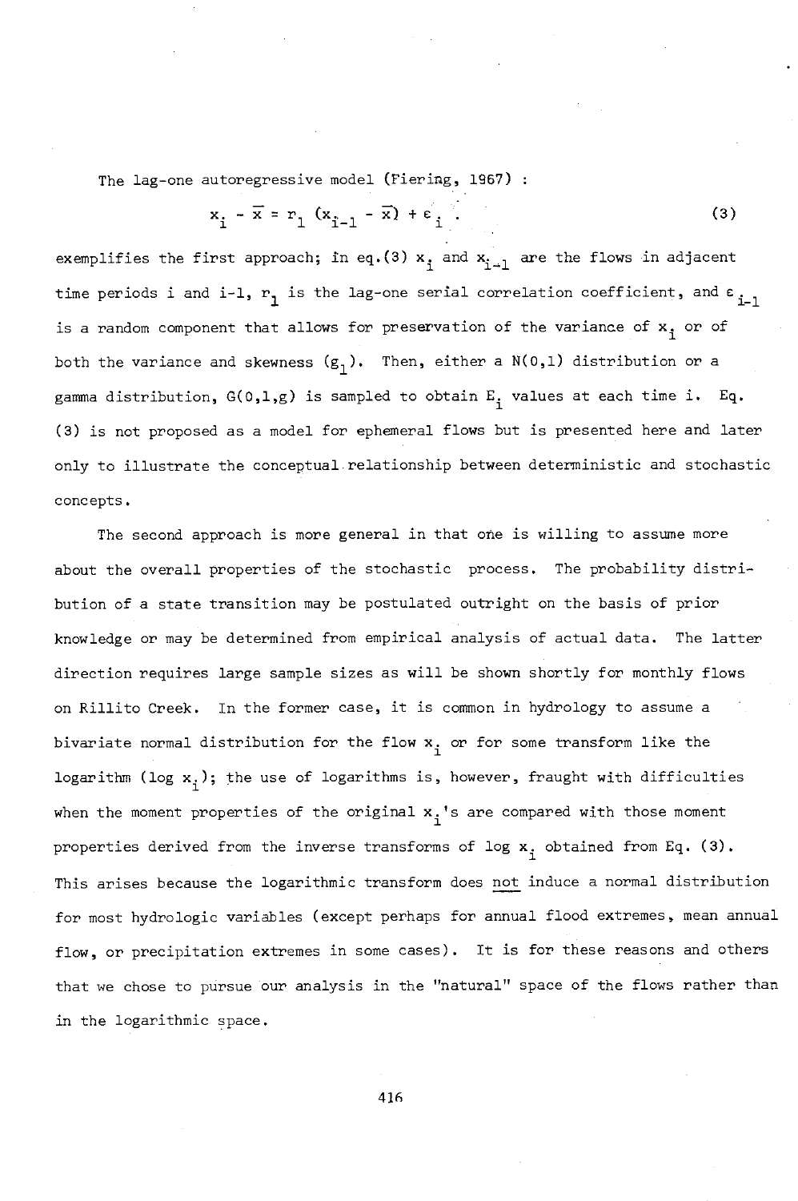The lag-one autoregressive model (Fiering, 1967) :

$$x_i - \bar{x} = r_1 (x_{i-1} - \bar{x}) + \varepsilon_i . \tag{3}$$

exemplifies the first approach; in eq.(3) $x_i$ and $x_{i-1}$ are the flows in adjacent time periods i and i-1, $r_1$ is the lag-one serial correlation coefficient, and $\varepsilon_{i-1}$ is a random component that allows for preservation of the variance of $x_i$ or of both the variance and skewness ($g_1$). Then, either a N(0,1) distribution or a gamma distribution, G(0,1,g) is sampled to obtain $E_i$ values at each time i. Eq. (3) is not proposed as a model for ephemeral flows but is presented here and later only to illustrate the conceptual relationship between deterministic and stochastic concepts.

The second approach is more general in that one is willing to assume more about the overall properties of the stochastic process. The probability distribution of a state transition may be postulated outright on the basis of prior knowledge or may be determined from empirical analysis of actual data. The latter direction requires large sample sizes as will be shown shortly for monthly flows on Rillito Creek. In the former case, it is common in hydrology to assume a bivariate normal distribution for the flow $x_i$ or for some transform like the logarithm ($\log x_i$); the use of logarithms is, however, fraught with difficulties when the moment properties of the original $x_i$'s are compared with those moment properties derived from the inverse transforms of $\log x_i$ obtained from Eq. (3). This arises because the logarithmic transform does <u>not</u> induce a normal distribution for most hydrologic variables (except perhaps for annual flood extremes, mean annual flow, or precipitation extremes in some cases). It is for these reasons and others that we chose to pursue our analysis in the "natural" space of the flows rather than in the logarithmic space.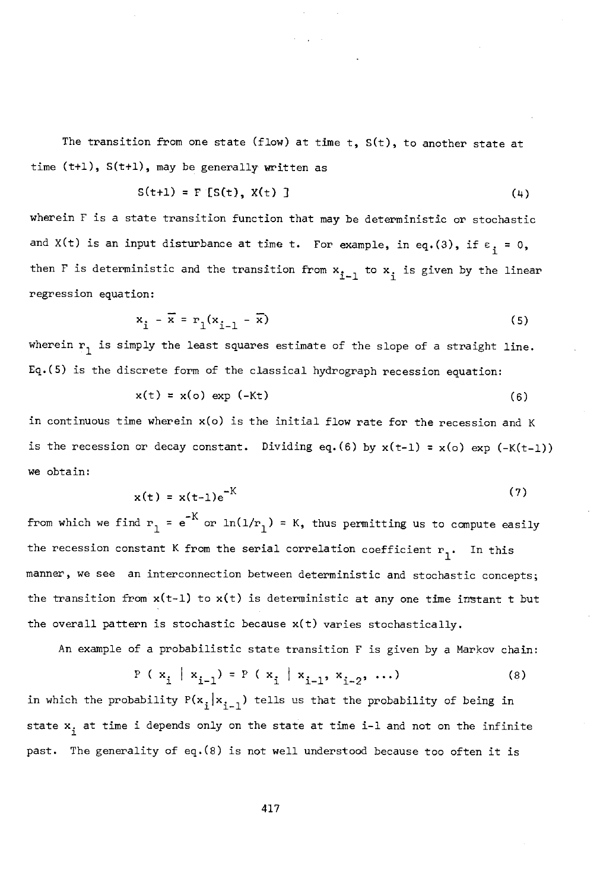The transition from one state (flow) at time t, $S(t)$, to another state at time (t+1), $S(t+1)$, may be generally written as

$$S(t+1) = F\,[S(t), X(t)] \tag{4}$$

wherein F is a state transition function that may be deterministic or stochastic and $X(t)$ is an input disturbance at time t. For example, in eq.(3), if $\varepsilon_i = 0$, then F is deterministic and the transition from $x_{i-1}$ to $x_i$ is given by the linear regression equation:

$$x_i - \bar{x} = r_1(x_{i-1} - \bar{x}) \tag{5}$$

wherein $r_1$ is simply the least squares estimate of the slope of a straight line. Eq.(5) is the discrete form of the classical hydrograph recession equation:

$$x(t) = x(o)\,\exp\,(-Kt) \tag{6}$$

in continuous time wherein $x(o)$ is the initial flow rate for the recession and K is the recession or decay constant. Dividing eq.(6) by $x(t-1) = x(o)\,\exp\,(-K(t-1))$ we obtain:

$$x(t) = x(t-1)e^{-K} \tag{7}$$

from which we find $r_1 = e^{-K}$ or $\ln(1/r_1) = K$, thus permitting us to compute easily the recession constant K from the serial correlation coefficient $r_1$. In this manner, we see an interconnection between deterministic and stochastic concepts; the transition from $x(t-1)$ to $x(t)$ is deterministic at any one time instant t but the overall pattern is stochastic because $x(t)$ varies stochastically.

An example of a probabilistic state transition F is given by a Markov chain:

$$P\,(\,x_i \mid x_{i-1}) = P\,(\,x_i \mid x_{i-1}, x_{i-2}, \ldots) \tag{8}$$

in which the probability $P(x_i|x_{i-1})$ tells us that the probability of being in state $x_i$ at time i depends only on the state at time i-1 and not on the infinite past. The generality of eq.(8) is not well understood because too often it is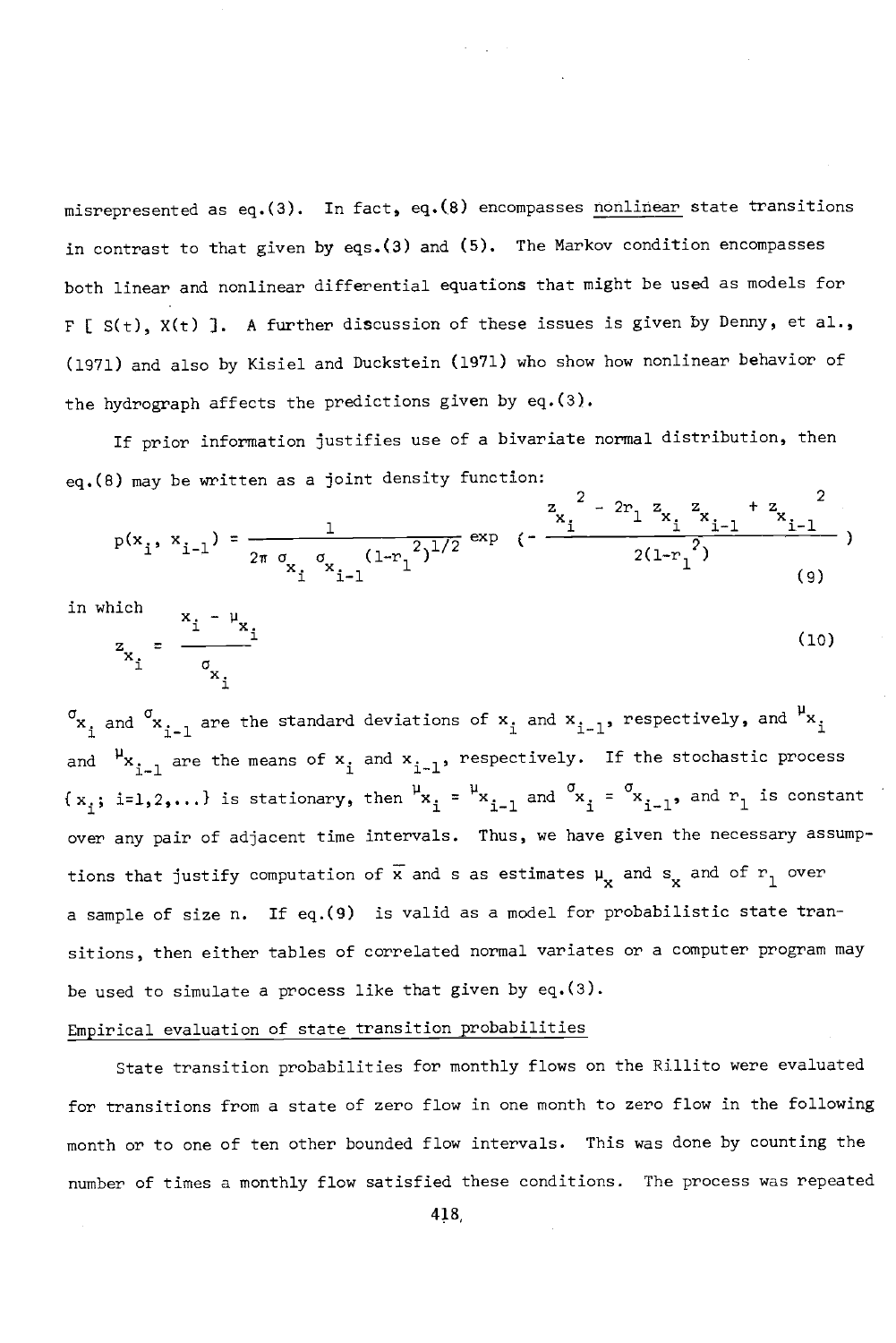misrepresented as eq.(3). In fact, eq.(8) encompasses <u>nonlinear</u> state transitions in contrast to that given by eqs.(3) and (5). The Markov condition encompasses both linear and nonlinear differential equations that might be used as models for F [ S(t), X(t) ]. A further discussion of these issues is given by Denny, et al., (1971) and also by Kisiel and Duckstein (1971) who show how nonlinear behavior of the hydrograph affects the predictions given by eq.(3).

If prior information justifies use of a bivariate normal distribution, then eq.(8) may be written as a joint density function:

$$p(x_i, x_{i-1}) = \frac{1}{2\pi \, \sigma_{x_i} \, \sigma_{x_{i-1}} \, (1-r_1{}^2)^{1/2}} \exp \left( - \frac{z_{x_i}{}^2 - 2r_1 \, z_{x_i} \, z_{x_{i-1}} + z_{x_{i-1}}{}^2}{2(1-r_1{}^2)} \right) \tag{9}$$

in which

$$z_{x_i} = \frac{x_i - \mu_{x_i}}{\sigma_{x_i}} \tag{10}$$

$\sigma_{x_i}$ and $\sigma_{x_{i-1}}$ are the standard deviations of $x_i$ and $x_{i-1}$, respectively, and $\mu_{x_i}$ and $\mu_{x_{i-1}}$ are the means of $x_i$ and $x_{i-1}$, respectively. If the stochastic process $\{ x_i ; i=1,2,\ldots \}$ is stationary, then $\mu_{x_i} = \mu_{x_{i-1}}$ and $\sigma_{x_i} = \sigma_{x_{i-1}}$, and $r_1$ is constant over any pair of adjacent time intervals. Thus, we have given the necessary assumptions that justify computation of $\bar{x}$ and s as estimates $\mu_x$ and $s_x$ and of $r_1$ over a sample of size n. If eq.(9) is valid as a model for probabilistic state transitions, then either tables of correlated normal variates or a computer program may be used to simulate a process like that given by eq.(3).

<u>Empirical evaluation of state transition probabilities</u>

State transition probabilities for monthly flows on the Rillito were evaluated for transitions from a state of zero flow in one month to zero flow in the following month or to one of ten other bounded flow intervals. This was done by counting the number of times a monthly flow satisfied these conditions. The process was repeated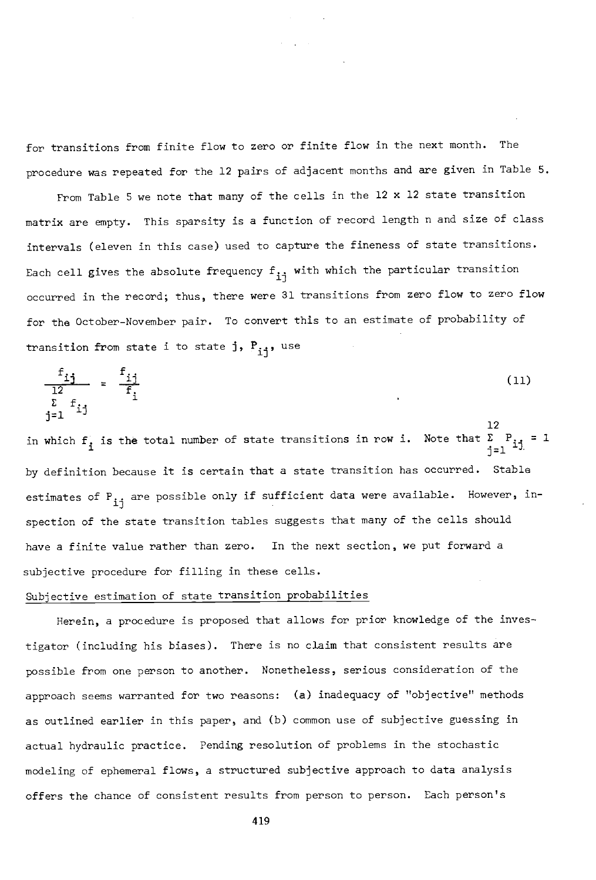for transitions from finite flow to zero or finite flow in the next month. The procedure was repeated for the 12 pairs of adjacent months and are given in Table 5.

From Table 5 we note that many of the cells in the 12 x 12 state transition matrix are empty. This sparsity is a function of record length n and size of class intervals (eleven in this case) used to capture the fineness of state transitions. Each cell gives the absolute frequency $f_{ij}$ with which the particular transition occurred in the record; thus, there were 31 transitions from zero flow to zero flow for the October-November pair. To convert this to an estimate of probability of transition from state i to state j, $P_{ij}$, use

$$\frac{f_{ij}}{\sum_{j=1}^{12} f_{ij}} = \frac{f_{ij}}{f_i} \tag{11}$$

in which $f_i$ is the total number of state transitions in row i. Note that $\sum_{j=1}^{12} P_{ij} = 1$ by definition because it is certain that a state transition has occurred. Stable estimates of $P_{ij}$ are possible only if sufficient data were available. However, inspection of the state transition tables suggests that many of the cells should have a finite value rather than zero. In the next section, we put forward a subjective procedure for filling in these cells.

## Subjective estimation of state transition probabilities

Herein, a procedure is proposed that allows for prior knowledge of the investigator (including his biases). There is no claim that consistent results are possible from one person to another. Nonetheless, serious consideration of the approach seems warranted for two reasons: (a) inadequacy of "objective" methods as outlined earlier in this paper, and (b) common use of subjective guessing in actual hydraulic practice. Pending resolution of problems in the stochastic modeling of ephemeral flows, a structured subjective approach to data analysis offers the chance of consistent results from person to person. Each person's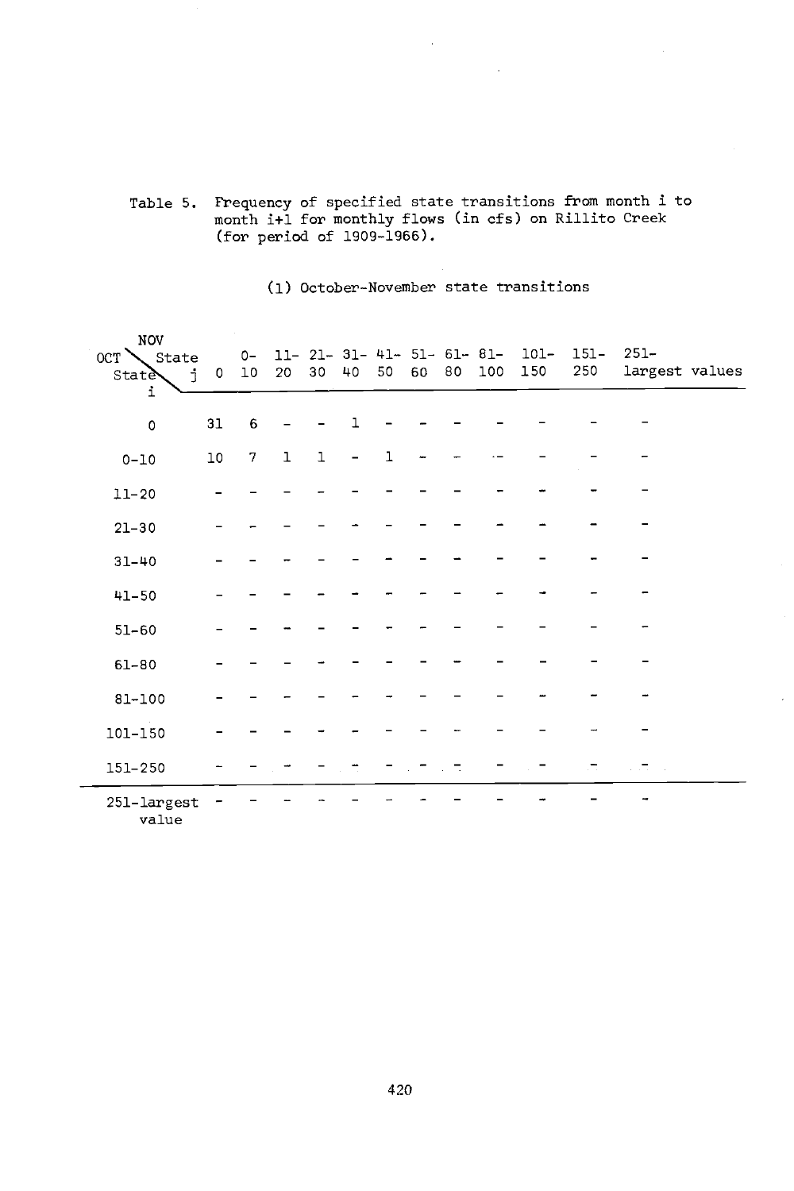Table 5. Frequency of specified state transitions from month i to month i+1 for monthly flows (in cfs) on Rillito Creek (for period of 1909-1966).

(1) October-November state transitions

| OCT State i \ NOV State j | 0 | 0-10 | 11-20 | 21-30 | 31-40 | 41-50 | 51-60 | 61-80 | 81-100 | 101-150 | 151-250 | 251-largest values |
|---|---|---|---|---|---|---|---|---|---|---|---|---|
| 0 | 31 | 6 | - | - | 1 | - | - | - | - | - | - | - |
| 0-10 | 10 | 7 | 1 | 1 | - | 1 | - | - | - | - | - | - |
| 11-20 | - | - | - | - | - | - | - | - | - | - | - | - |
| 21-30 | - | - | - | - | - | - | - | - | - | - | - | - |
| 31-40 | - | - | - | - | - | - | - | - | - | - | - | - |
| 41-50 | - | - | - | - | - | - | - | - | - | - | - | - |
| 51-60 | - | - | - | - | - | - | - | - | - | - | - | - |
| 61-80 | - | - | - | - | - | - | - | - | - | - | - | - |
| 81-100 | - | - | - | - | - | - | - | - | - | - | - | - |
| 101-150 | - | - | - | - | - | - | - | - | - | - | - | - |
| 151-250 | - | - | - | - | - | - | - | - | - | - | - | - |
| 251-largest value | - | - | - | - | - | - | - | - | - | - | - | - |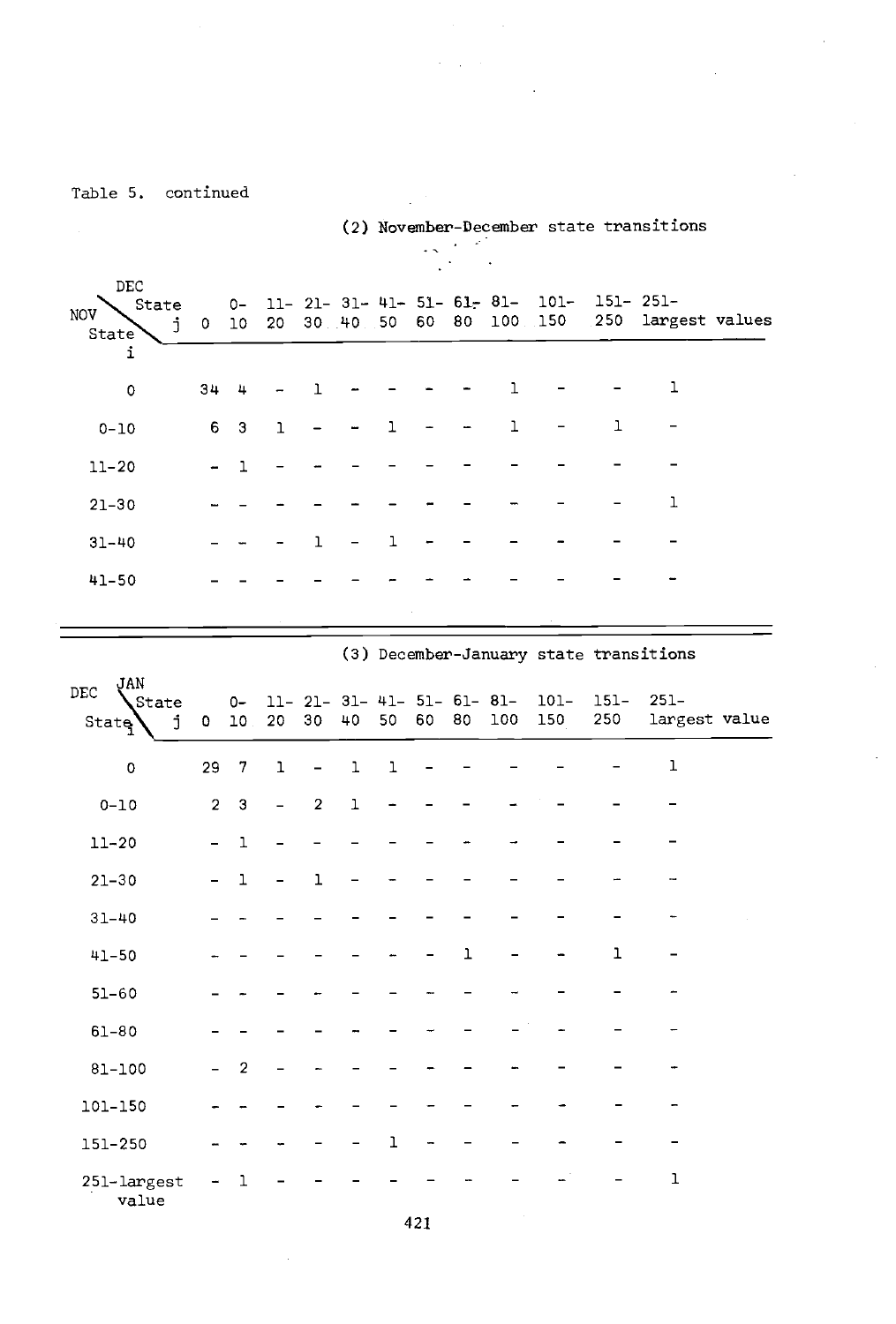Table 5. continued

(2) November-December state transitions

| NOV State i \ DEC State j | 0 | 0-10 | 11-20 | 21-30 | 31-40 | 41-50 | 51-60 | 61-80 | 81-100 | 101-150 | 151-250 | 251-largest values |
|---|---|---|---|---|---|---|---|---|---|---|---|---|
| 0 | 34 | 4 | - | 1 | - | - | - | - | 1 | - | - | 1 |
| 0-10 | 6 | 3 | 1 | - | - | 1 | - | - | 1 | - | 1 | - |
| 11-20 | - | 1 | - | - | - | - | - | - | - | - | - | - |
| 21-30 | - | - | - | - | - | - | - | - | - | - | - | 1 |
| 31-40 | - | - | - | 1 | - | 1 | - | - | - | - | - | - |
| 41-50 | - | - | - | - | - | - | - | - | - | - | - | - |

(3) December-January state transitions

| DEC State i \ JAN State j | 0 | 0-10 | 11-20 | 21-30 | 31-40 | 41-50 | 51-60 | 61-80 | 81-100 | 101-150 | 151-250 | 251-largest value |
|---|---|---|---|---|---|---|---|---|---|---|---|---|
| 0 | 29 | 7 | 1 | - | 1 | 1 | - | - | - | - | - | 1 |
| 0-10 | 2 | 3 | - | 2 | 1 | - | - | - | - | - | - | - |
| 11-20 | - | 1 | - | - | - | - | - | - | - | - | - | - |
| 21-30 | - | 1 | - | 1 | - | - | - | - | - | - | - | - |
| 31-40 | - | - | - | - | - | - | - | - | - | - | - | - |
| 41-50 | - | - | - | - | - | - | - | 1 | - | - | 1 | - |
| 51-60 | - | - | - | - | - | - | - | - | - | - | - | - |
| 61-80 | - | - | - | - | - | - | - | - | - | - | - | - |
| 81-100 | - | 2 | - | - | - | - | - | - | - | - | - | - |
| 101-150 | - | - | - | - | - | - | - | - | - | - | - | - |
| 151-250 | - | - | - | - | - | 1 | - | - | - | - | - | - |
| 251-largest value | - | 1 | - | - | - | - | - | - | - | - | - | 1 |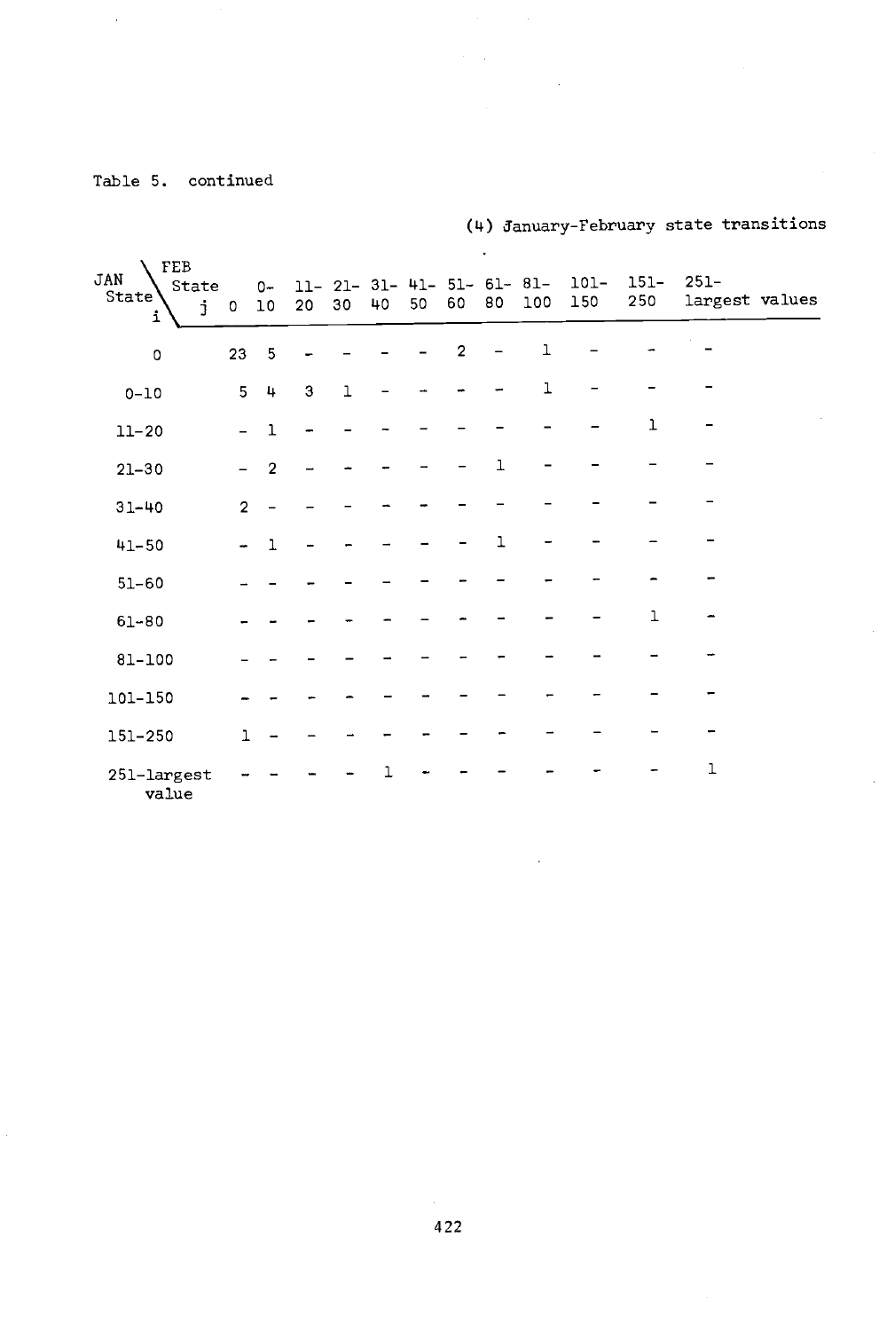Table 5. continued

(4) January-February state transitions

| JAN State i \ FEB State j | 0 | 0-10 | 11-20 | 21-30 | 31-40 | 41-50 | 51-60 | 61-80 | 81-100 | 101-150 | 151-250 | 251-largest values |
|---|---|---|---|---|---|---|---|---|---|---|---|---|
| 0 | 23 | 5 | - | - | - | - | 2 | - | 1 | - | - | - |
| 0-10 | 5 | 4 | 3 | 1 | - | - | - | - | 1 | - | - | - |
| 11-20 | - | 1 | - | - | - | - | - | - | - | - | 1 | - |
| 21-30 | - | 2 | - | - | - | - | - | 1 | - | - | - | - |
| 31-40 | 2 | - | - | - | - | - | - | - | - | - | - | - |
| 41-50 | - | 1 | - | - | - | - | - | 1 | - | - | - | - |
| 51-60 | - | - | - | - | - | - | - | - | - | - | - | - |
| 61-80 | - | - | - | - | - | - | - | - | - | - | 1 | - |
| 81-100 | - | - | - | - | - | - | - | - | - | - | - | - |
| 101-150 | - | - | - | - | - | - | - | - | - | - | - | - |
| 151-250 | 1 | - | - | - | - | - | - | - | - | - | - | - |
| 251-largest value | - | - | - | - | 1 | - | - | - | - | - | - | 1 |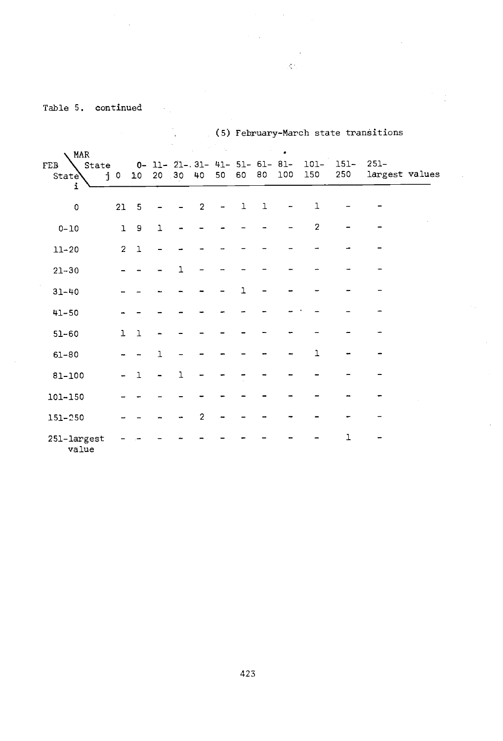Table 5. continued

(5) February-March state transitions

| FEB State i \ MAR State j | 0 | 0-10 | 11-20 | 21-30 | 31-40 | 41-50 | 51-60 | 61-80 | 81-100 | 101-150 | 151-250 | 251-largest values |
|---|---|---|---|---|---|---|---|---|---|---|---|---|
| 0 | 21 | 5 | - | - | 2 | - | 1 | 1 | - | 1 | - | - |
| 0-10 | 1 | 9 | 1 | - | - | - | - | - | - | 2 | - | - |
| 11-20 | 2 | 1 | - | - | - | - | - | - | - | - | - | - |
| 21-30 | - | - | - | 1 | - | - | - | - | - | - | - | - |
| 31-40 | - | - | - | - | - | - | 1 | - | - | - | - | - |
| 41-50 | - | - | - | - | - | - | - | - | - | - | - | - |
| 51-60 | 1 | 1 | - | - | - | - | - | - | - | - | - | - |
| 61-80 | - | - | 1 | - | - | - | - | - | - | 1 | - | - |
| 81-100 | - | 1 | - | 1 | - | - | - | - | - | - | - | - |
| 101-150 | - | - | - | - | - | - | - | - | - | - | - | - |
| 151-250 | - | - | - | - | 2 | - | - | - | - | - | - | - |
| 251-largest value | - | - | - | - | - | - | - | - | - | - | 1 | - |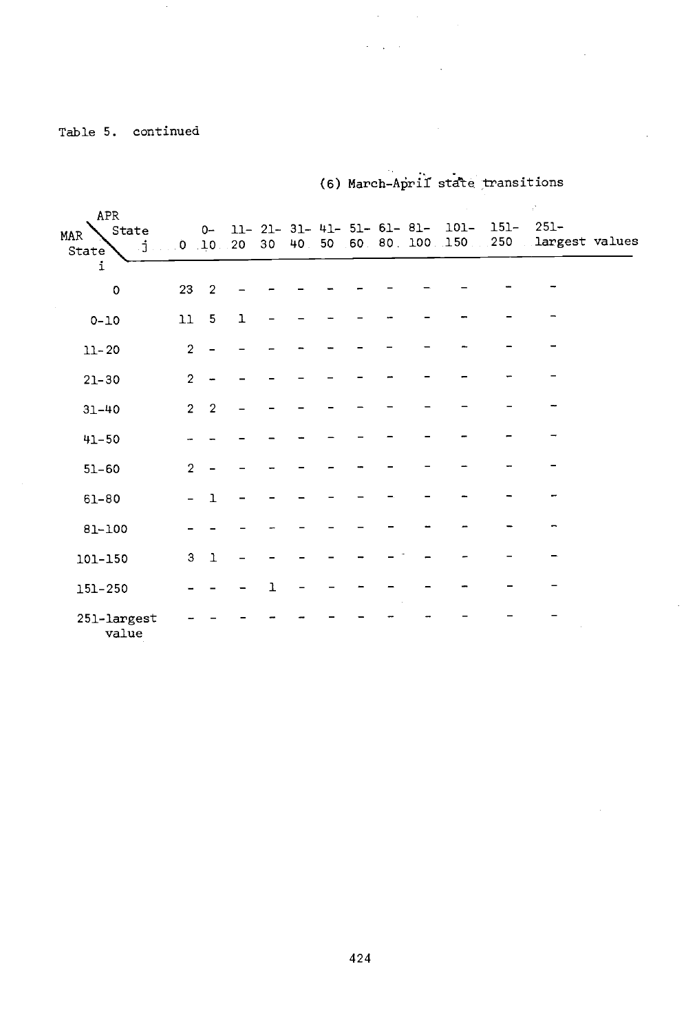Table 5. continued

(6) March-April state transitions

| MAR State i \ APR State j | 0 | 0-10 | 11-20 | 21-30 | 31-40 | 41-50 | 51-60 | 61-80 | 81-100 | 101-150 | 151-250 | 251-largest values |
|---|---|---|---|---|---|---|---|---|---|---|---|---|
| 0 | 23 | 2 | - | - | - | - | - | - | - | - | - | - |
| 0-10 | 11 | 5 | 1 | - | - | - | - | - | - | - | - | - |
| 11-20 | 2 | - | - | - | - | - | - | - | - | - | - | - |
| 21-30 | 2 | - | - | - | - | - | - | - | - | - | - | - |
| 31-40 | 2 | 2 | - | - | - | - | - | - | - | - | - | - |
| 41-50 | - | - | - | - | - | - | - | - | - | - | - | - |
| 51-60 | 2 | - | - | - | - | - | - | - | - | - | - | - |
| 61-80 | - | 1 | - | - | - | - | - | - | - | - | - | - |
| 81-100 | - | - | - | - | - | - | - | - | - | - | - | - |
| 101-150 | 3 | 1 | - | - | - | - | - | - | - | - | - | - |
| 151-250 | - | - | - | 1 | - | - | - | - | - | - | - | - |
| 251-largest value | - | - | - | - | - | - | - | - | - | - | - | - |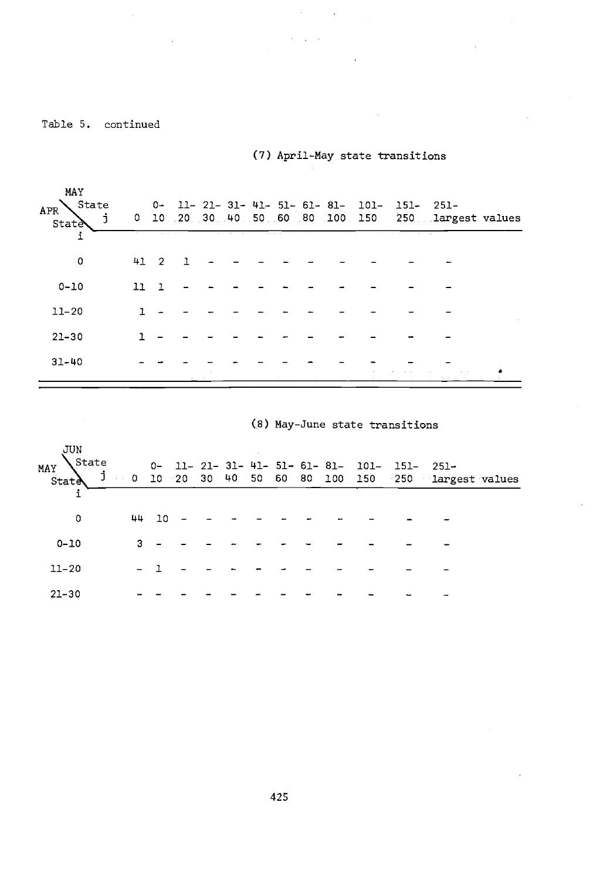Table 5. continued

(7) April-May state transitions

| APR State i \ MAY State j | 0 | 0-10 | 11-20 | 21-30 | 31-40 | 41-50 | 51-60 | 61-80 | 81-100 | 101-150 | 151-250 | 251-largest values |
|---|---|---|---|---|---|---|---|---|---|---|---|---|
| 0 | 41 | 2 | 1 | - | - | - | - | - | - | - | - | - |
| 0-10 | 11 | 1 | - | - | - | - | - | - | - | - | - | - |
| 11-20 | 1 | - | - | - | - | - | - | - | - | - | - | - |
| 21-30 | 1 | - | - | - | - | - | - | - | - | - | - | - |
| 31-40 | - | - | - | - | - | - | - | - | - | - | - | - |

(8) May-June state transitions

| MAY State i \ JUN State j | 0 | 0-10 | 11-20 | 21-30 | 31-40 | 41-50 | 51-60 | 61-80 | 81-100 | 101-150 | 151-250 | 251-largest values |
|---|---|---|---|---|---|---|---|---|---|---|---|---|
| 0 | 44 | 10 | - | - | - | - | - | - | - | - | - | - |
| 0-10 | 3 | - | - | - | - | - | - | - | - | - | - | - |
| 11-20 | - | 1 | - | - | - | - | - | - | - | - | - | - |
| 21-30 | - | - | - | - | - | - | - | - | - | - | - | - |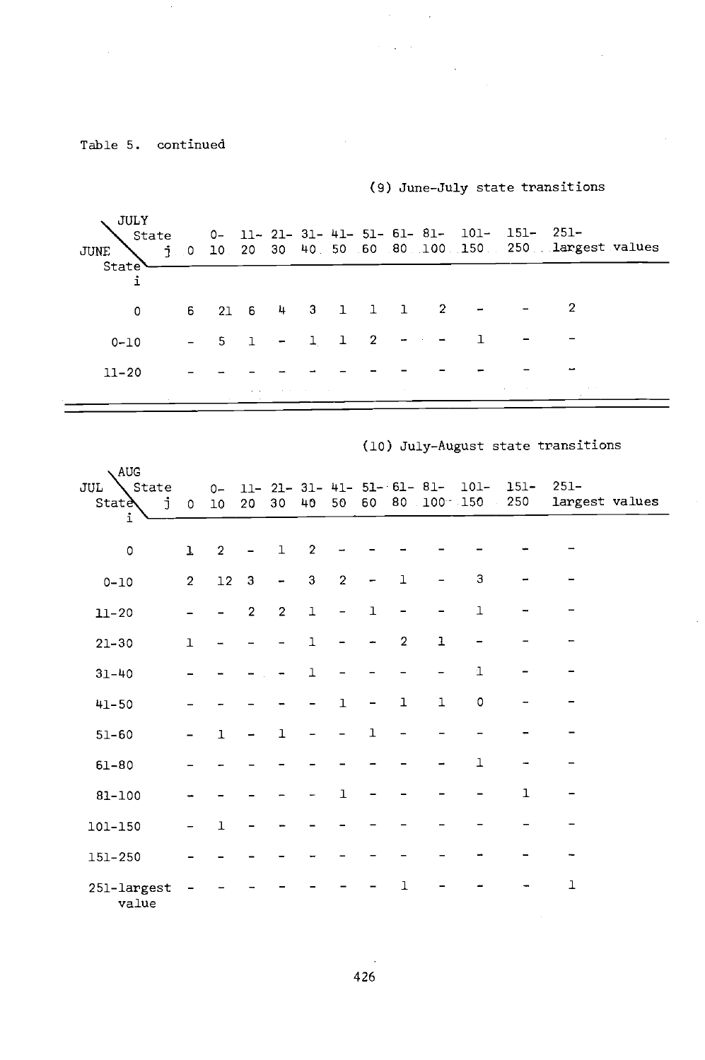Table 5. continued

(9) June-July state transitions

| JUNE State i \ JULY State j | 0 | 0-10 | 11-20 | 21-30 | 31-40 | 41-50 | 51-60 | 61-80 | 81-100 | 101-150 | 151-250 | 251-largest values |
|---|---|---|---|---|---|---|---|---|---|---|---|---|
| 0 | 6 | 21 | 6 | 4 | 3 | 1 | 1 | 1 | 2 | - | - | 2 |
| 0-10 | - | 5 | 1 | - | 1 | 1 | 2 | - | - | 1 | - | - |
| 11-20 | - | - | - | - | - | - | - | - | - | - | - | - |

(10) July-August state transitions

| JUL State i \ AUG State j | 0 | 0-10 | 11-20 | 21-30 | 31-40 | 41-50 | 51-60 | 61-80 | 81-100 | 101-150 | 151-250 | 251-largest values |
|---|---|---|---|---|---|---|---|---|---|---|---|---|
| 0 | 1 | 2 | - | 1 | 2 | - | - | - | - | - | - | - |
| 0-10 | 2 | 12 | 3 | - | 3 | 2 | - | 1 | - | 3 | - | - |
| 11-20 | - | - | 2 | 2 | 1 | - | 1 | - | - | 1 | - | - |
| 21-30 | 1 | - | - | - | 1 | - | - | 2 | 1 | - | - | - |
| 31-40 | - | - | - | - | 1 | - | - | - | - | 1 | - | - |
| 41-50 | - | - | - | - | - | 1 | - | 1 | 1 | 0 | - | - |
| 51-60 | - | 1 | - | 1 | - | - | 1 | - | - | - | - | - |
| 61-80 | - | - | - | - | - | - | - | - | - | 1 | - | - |
| 81-100 | - | - | - | - | - | 1 | - | - | - | - | 1 | - |
| 101-150 | - | 1 | - | - | - | - | - | - | - | - | - | - |
| 151-250 | - | - | - | - | - | - | - | - | - | - | - | - |
| 251-largest value | - | - | - | - | - | - | - | 1 | - | - | - | 1 |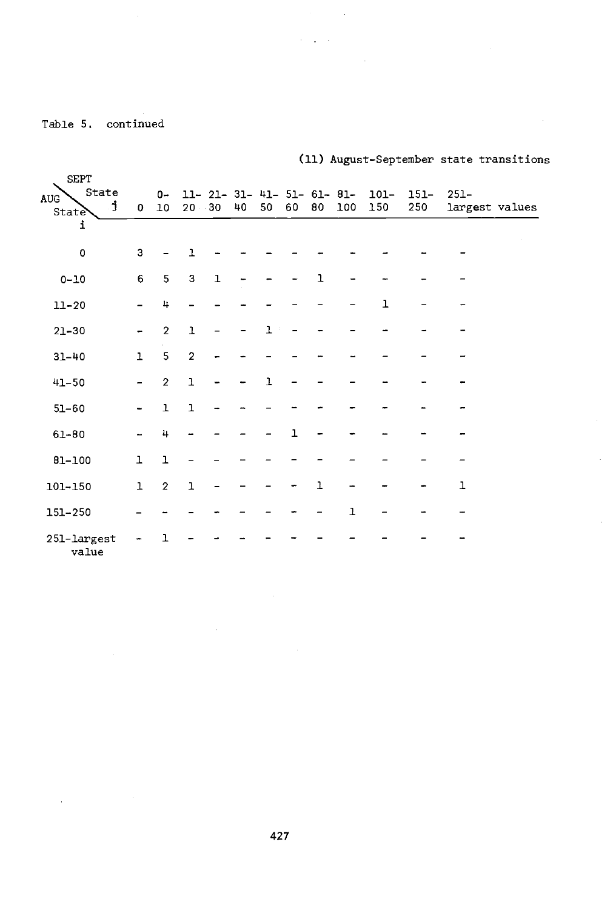Table 5. continued

(11) August-September state transitions

| AUG State i \ SEPT State j | 0 | 0-10 | 11-20 | 21-30 | 31-40 | 41-50 | 51-60 | 61-80 | 81-100 | 101-150 | 151-250 | 251-largest values |
|---|---|---|---|---|---|---|---|---|---|---|---|---|
| 0 | 3 | - | 1 | - | - | - | - | - | - | - | - | - |
| 0-10 | 6 | 5 | 3 | 1 | - | - | - | 1 | - | - | - | - |
| 11-20 | - | 4 | - | - | - | - | - | - | - | 1 | - | - |
| 21-30 | - | 2 | 1 | - | - | 1 | - | - | - | - | - | - |
| 31-40 | 1 | 5 | 2 | - | - | - | - | - | - | - | - | - |
| 41-50 | - | 2 | 1 | - | - | 1 | - | - | - | - | - | - |
| 51-60 | - | 1 | 1 | - | - | - | - | - | - | - | - | - |
| 61-80 | - | 4 | - | - | - | - | 1 | - | - | - | - | - |
| 81-100 | 1 | 1 | - | - | - | - | - | - | - | - | - | - |
| 101-150 | 1 | 2 | 1 | - | - | - | - | 1 | - | - | - | 1 |
| 151-250 | - | - | - | - | - | - | - | - | 1 | - | - | - |
| 251-largest value | - | 1 | - | - | - | - | - | - | - | - | - | - |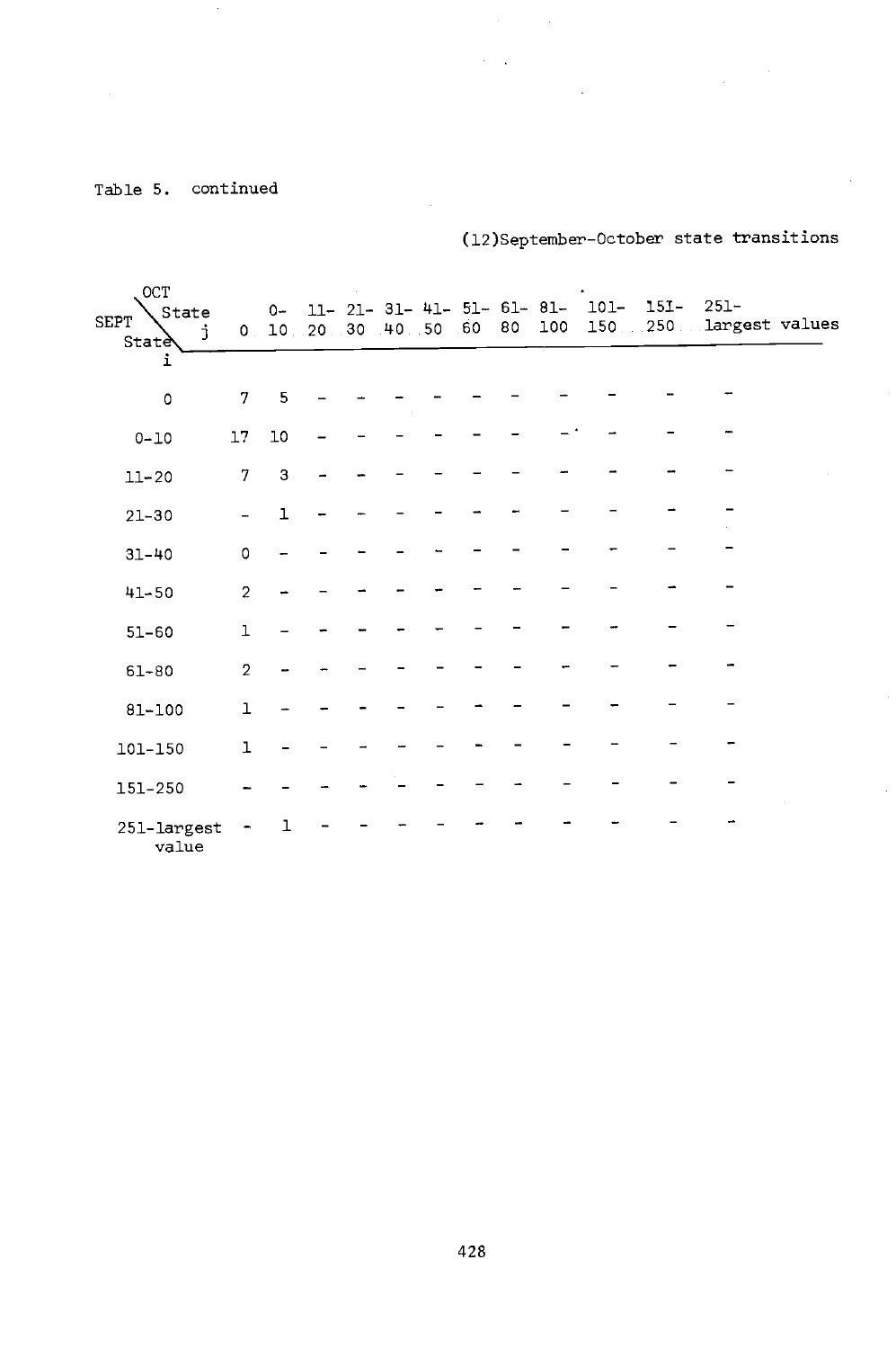Table 5. continued

(12)September-October state transitions

| SEPT State i \ OCT State j | 0 | 0-10 | 11-20 | 21-30 | 31-40 | 41-50 | 51-60 | 61-80 | 81-100 | 101-150 | 151-250 | 251-largest values |
|---|---|---|---|---|---|---|---|---|---|---|---|---|
| 0 | 7 | 5 | - | - | - | - | - | - | - | - | - | - |
| 0-10 | 17 | 10 | - | - | - | - | - | - | - | - | - | - |
| 11-20 | 7 | 3 | - | - | - | - | - | - | - | - | - | - |
| 21-30 | - | 1 | - | - | - | - | - | - | - | - | - | - |
| 31-40 | 0 | - | - | - | - | - | - | - | - | - | - | - |
| 41-50 | 2 | - | - | - | - | - | - | - | - | - | - | - |
| 51-60 | 1 | - | - | - | - | - | - | - | - | - | - | - |
| 61-80 | 2 | - | - | - | - | - | - | - | - | - | - | - |
| 81-100 | 1 | - | - | - | - | - | - | - | - | - | - | - |
| 101-150 | 1 | - | - | - | - | - | - | - | - | - | - | - |
| 151-250 | - | - | - | - | - | - | - | - | - | - | - | - |
| 251-largest value | - | 1 | - | - | - | - | - | - | - | - | - | - |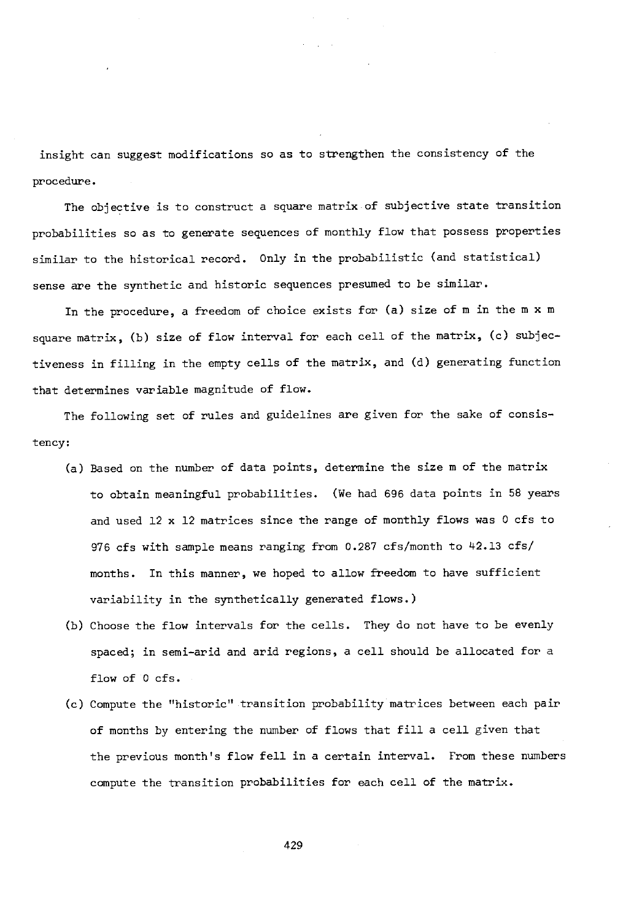insight can suggest modifications so as to strengthen the consistency of the procedure.

The objective is to construct a square matrix of subjective state transition probabilities so as to generate sequences of monthly flow that possess properties similar to the historical record. Only in the probabilistic (and statistical) sense are the synthetic and historic sequences presumed to be similar.

In the procedure, a freedom of choice exists for (a) size of m in the m x m square matrix, (b) size of flow interval for each cell of the matrix, (c) subjectiveness in filling in the empty cells of the matrix, and (d) generating function that determines variable magnitude of flow.

The following set of rules and guidelines are given for the sake of consistency:

(a) Based on the number of data points, determine the size m of the matrix to obtain meaningful probabilities. (We had 696 data points in 58 years and used 12 x 12 matrices since the range of monthly flows was 0 cfs to 976 cfs with sample means ranging from 0.287 cfs/month to 42.13 cfs/months. In this manner, we hoped to allow freedom to have sufficient variability in the synthetically generated flows.)

(b) Choose the flow intervals for the cells. They do not have to be evenly spaced; in semi-arid and arid regions, a cell should be allocated for a flow of 0 cfs.

(c) Compute the "historic" transition probability matrices between each pair of months by entering the number of flows that fill a cell given that the previous month's flow fell in a certain interval. From these numbers compute the transition probabilities for each cell of the matrix.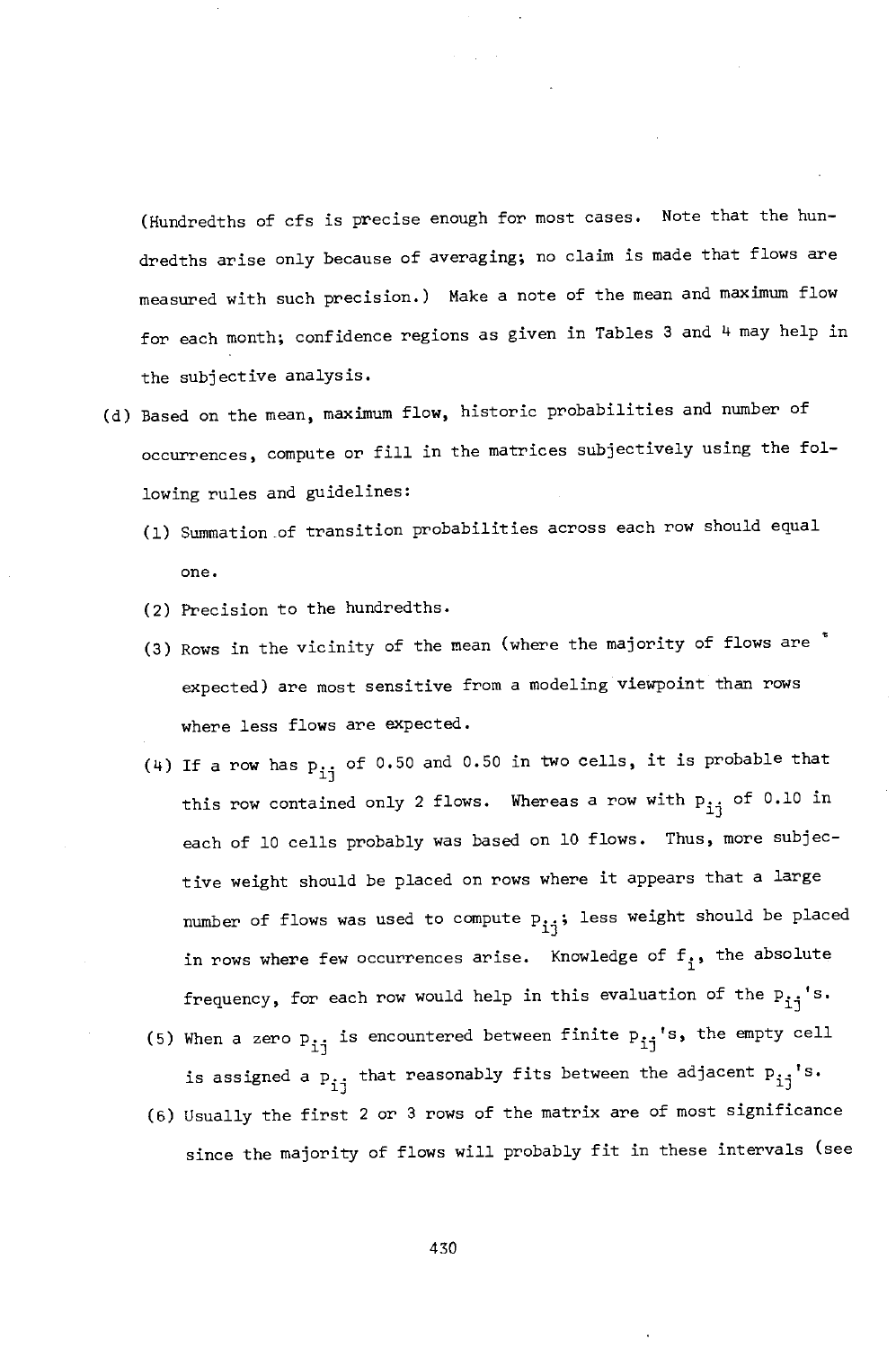(Hundredths of cfs is precise enough for most cases. Note that the hundredths arise only because of averaging; no claim is made that flows are measured with such precision.) Make a note of the mean and maximum flow for each month; confidence regions as given in Tables 3 and 4 may help in the subjective analysis.

(d) Based on the mean, maximum flow, historic probabilities and number of occurrences, compute or fill in the matrices subjectively using the following rules and guidelines:

   (1) Summation of transition probabilities across each row should equal one.

   (2) Precision to the hundredths.

   (3) Rows in the vicinity of the mean (where the majority of flows are expected) are most sensitive from a modeling viewpoint than rows where less flows are expected.

   (4) If a row has $p_{ij}$ of 0.50 and 0.50 in two cells, it is probable that this row contained only 2 flows. Whereas a row with $p_{ij}$ of 0.10 in each of 10 cells probably was based on 10 flows. Thus, more subjective weight should be placed on rows where it appears that a large number of flows was used to compute $p_{ij}$; less weight should be placed in rows where few occurrences arise. Knowledge of $f_i$, the absolute frequency, for each row would help in this evaluation of the $p_{ij}$'s.

   (5) When a zero $p_{ij}$ is encountered between finite $p_{ij}$'s, the empty cell is assigned a $p_{ij}$ that reasonably fits between the adjacent $p_{ij}$'s.

   (6) Usually the first 2 or 3 rows of the matrix are of most significance since the majority of flows will probably fit in these intervals (see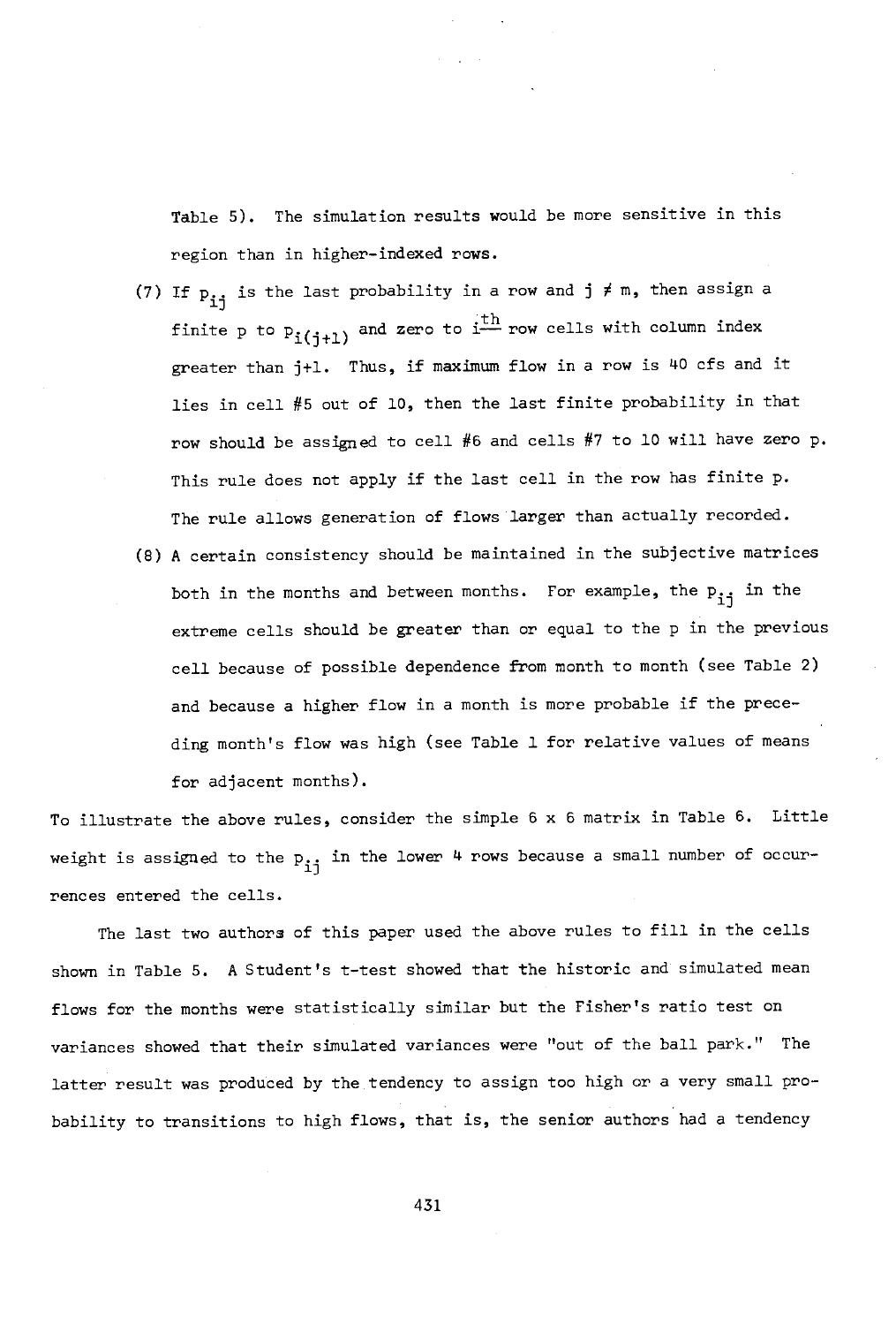Table 5). The simulation results would be more sensitive in this region than in higher-indexed rows.

(7) If $p_{ij}$ is the last probability in a row and $j \neq m$, then assign a finite p to $p_{i(j+1)}$ and zero to $i^{th}$ row cells with column index greater than j+1. Thus, if maximum flow in a row is 40 cfs and it lies in cell #5 out of 10, then the last finite probability in that row should be assigned to cell #6 and cells #7 to 10 will have zero p. This rule does not apply if the last cell in the row has finite p. The rule allows generation of flows larger than actually recorded.

(8) A certain consistency should be maintained in the subjective matrices both in the months and between months. For example, the $p_{ij}$ in the extreme cells should be greater than or equal to the p in the previous cell because of possible dependence from month to month (see Table 2) and because a higher flow in a month is more probable if the preceding month's flow was high (see Table 1 for relative values of means for adjacent months).

To illustrate the above rules, consider the simple 6 x 6 matrix in Table 6. Little weight is assigned to the $p_{ij}$ in the lower 4 rows because a small number of occurrences entered the cells.

The last two authors of this paper used the above rules to fill in the cells shown in Table 5. A Student's t-test showed that the historic and simulated mean flows for the months were statistically similar but the Fisher's ratio test on variances showed that their simulated variances were "out of the ball park." The latter result was produced by the tendency to assign too high or a very small probability to transitions to high flows, that is, the senior authors had a tendency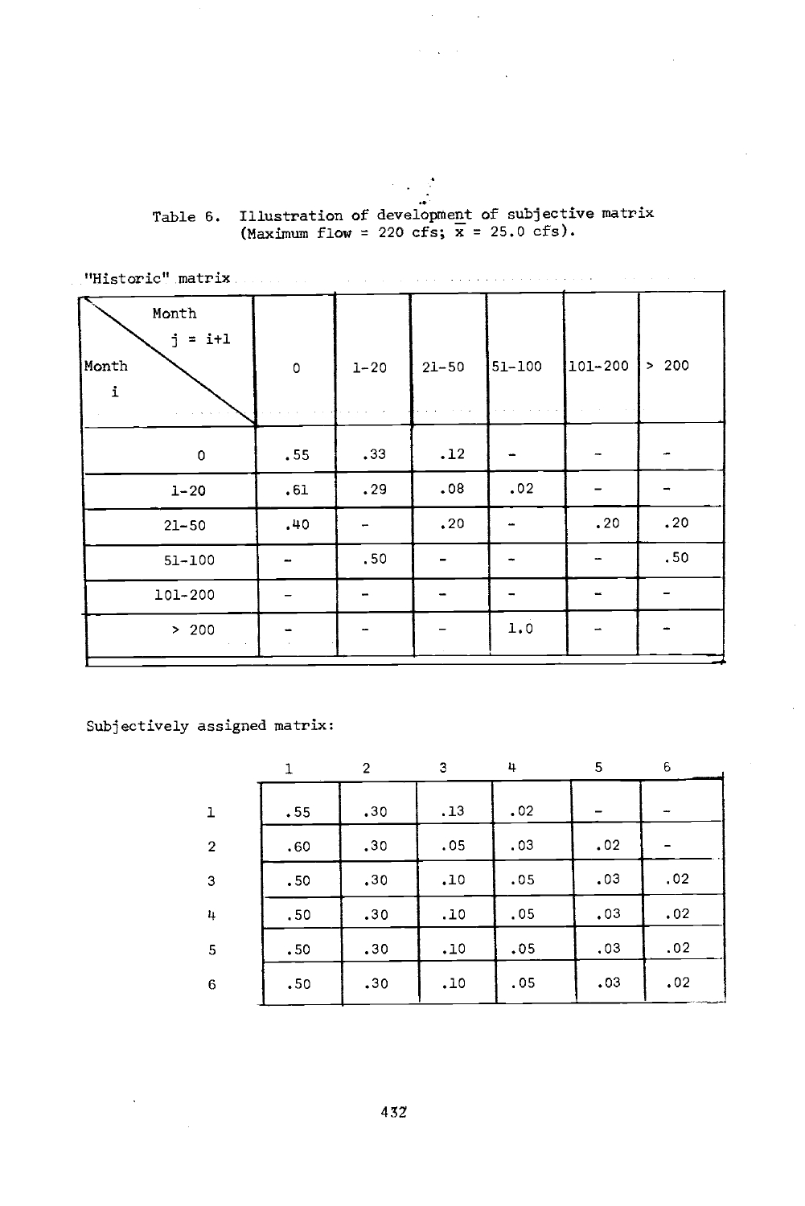Table 6. Illustration of development of subjective matrix (Maximum flow = 220 cfs; $\overline{x}$ = 25.0 cfs).

"Historic" matrix

| Month i \ Month j = i+1 | 0 | 1-20 | 21-50 | 51-100 | 101-200 | > 200 |
|---|---|---|---|---|---|---|
| 0 | .55 | .33 | .12 | - | - | - |
| 1-20 | .61 | .29 | .08 | .02 | - | - |
| 21-50 | .40 | - | .20 | - | .20 | .20 |
| 51-100 | - | .50 | - | - | - | .50 |
| 101-200 | - | - | - | - | - | - |
| > 200 | - | - | - | 1.0 | - | - |

Subjectively assigned matrix:

| | 1 | 2 | 3 | 4 | 5 | 6 |
|---|---|---|---|---|---|---|
| 1 | .55 | .30 | .13 | .02 | - | - |
| 2 | .60 | .30 | .05 | .03 | .02 | - |
| 3 | .50 | .30 | .10 | .05 | .03 | .02 |
| 4 | .50 | .30 | .10 | .05 | .03 | .02 |
| 5 | .50 | .30 | .10 | .05 | .03 | .02 |
| 6 | .50 | .30 | .10 | .05 | .03 | .02 |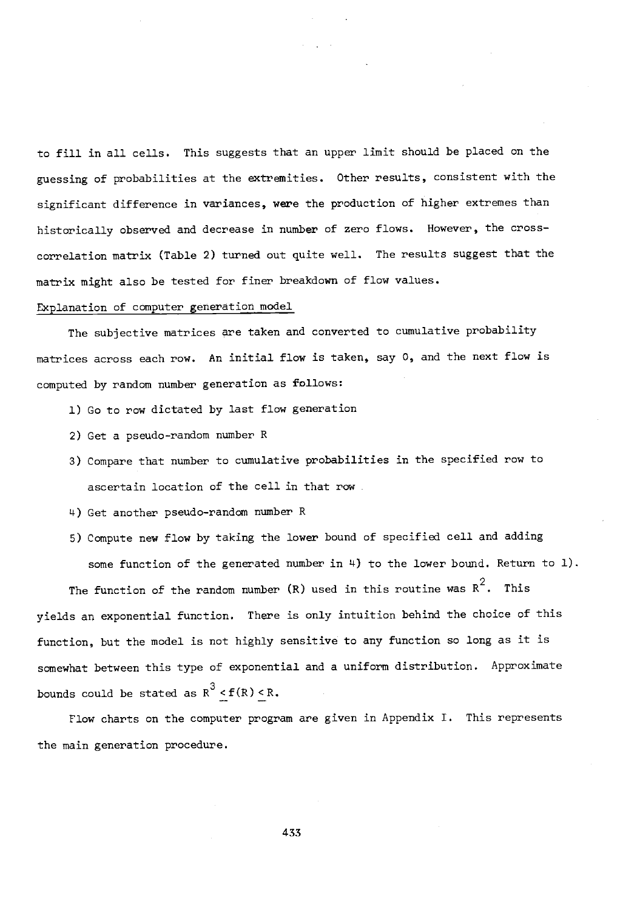to fill in all cells. This suggests that an upper limit should be placed on the guessing of probabilities at the extremities. Other results, consistent with the significant difference in variances, were the production of higher extremes than historically observed and decrease in number of zero flows. However, the cross-correlation matrix (Table 2) turned out quite well. The results suggest that the matrix might also be tested for finer breakdown of flow values.

## Explanation of computer generation model

The subjective matrices are taken and converted to cumulative probability matrices across each row. An initial flow is taken, say 0, and the next flow is computed by random number generation as follows:

1) Go to row dictated by last flow generation
2) Get a pseudo-random number R
3) Compare that number to cumulative probabilities in the specified row to ascertain location of the cell in that row
4) Get another pseudo-random number R
5) Compute new flow by taking the lower bound of specified cell and adding some function of the generated number in 4) to the lower bound. Return to 1).

The function of the random number (R) used in this routine was $R^2$. This yields an exponential function. There is only intuition behind the choice of this function, but the model is not highly sensitive to any function so long as it is somewhat between this type of exponential and a uniform distribution. Approximate bounds could be stated as $R^3 \leq f(R) \leq R$.

Flow charts on the computer program are given in Appendix I. This represents the main generation procedure.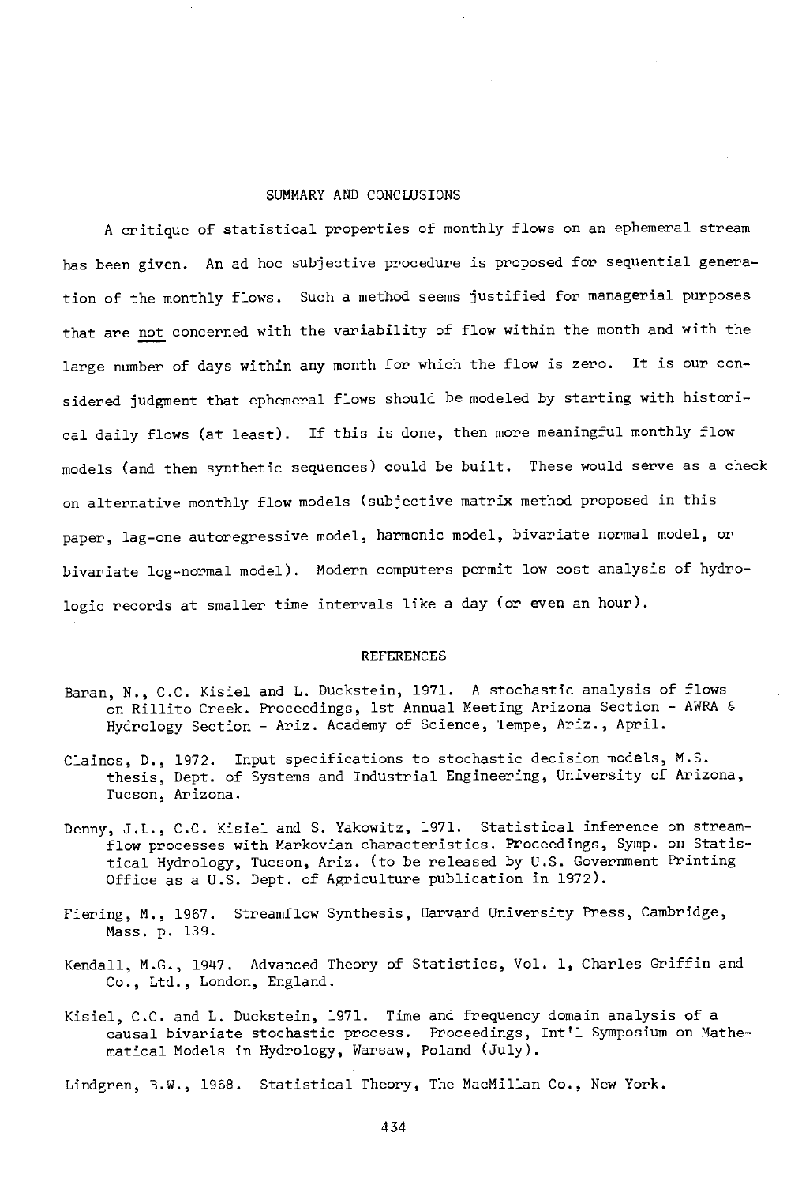## SUMMARY AND CONCLUSIONS

A critique of statistical properties of monthly flows on an ephemeral stream has been given. An ad hoc subjective procedure is proposed for sequential generation of the monthly flows. Such a method seems justified for managerial purposes that are not concerned with the variability of flow within the month and with the large number of days within any month for which the flow is zero. It is our considered judgment that ephemeral flows should be modeled by starting with historical daily flows (at least). If this is done, then more meaningful monthly flow models (and then synthetic sequences) could be built. These would serve as a check on alternative monthly flow models (subjective matrix method proposed in this paper, lag-one autoregressive model, harmonic model, bivariate normal model, or bivariate log-normal model). Modern computers permit low cost analysis of hydrologic records at smaller time intervals like a day (or even an hour).

## REFERENCES

Baran, N., C.C. Kisiel and L. Duckstein, 1971. A stochastic analysis of flows on Rillito Creek. Proceedings, 1st Annual Meeting Arizona Section - AWRA & Hydrology Section - Ariz. Academy of Science, Tempe, Ariz., April.

Clainos, D., 1972. Input specifications to stochastic decision models, M.S. thesis, Dept. of Systems and Industrial Engineering, University of Arizona, Tucson, Arizona.

Denny, J.L., C.C. Kisiel and S. Yakowitz, 1971. Statistical inference on streamflow processes with Markovian characteristics. Proceedings, Symp. on Statistical Hydrology, Tucson, Ariz. (to be released by U.S. Government Printing Office as a U.S. Dept. of Agriculture publication in 1972).

Fiering, M., 1967. Streamflow Synthesis, Harvard University Press, Cambridge, Mass. p. 139.

Kendall, M.G., 1947. Advanced Theory of Statistics, Vol. 1, Charles Griffin and Co., Ltd., London, England.

Kisiel, C.C. and L. Duckstein, 1971. Time and frequency domain analysis of a causal bivariate stochastic process. Proceedings, Int'l Symposium on Mathematical Models in Hydrology, Warsaw, Poland (July).

Lindgren, B.W., 1968. Statistical Theory, The MacMillan Co., New York.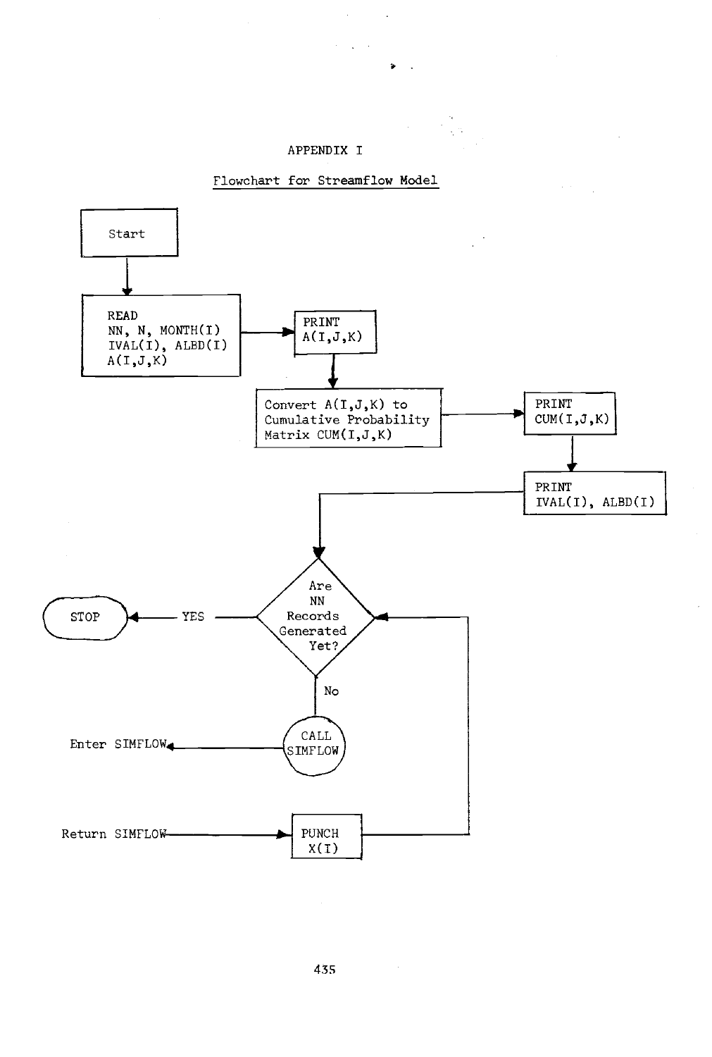# APPENDIX I

## Flowchart for Streamflow Model

```
Start
  |
  v
READ
NN, N, MONTH(I)
IVAL(I), ALBD(I)      --->  PRINT
A(I,J,K)                    A(I,J,K)
                              |
                              v
                     Convert A(I,J,K) to
                     Cumulative Probability   --->  PRINT
                     Matrix CUM(I,J,K)              CUM(I,J,K)
                                                      |
                                                      v
                                                    PRINT
                                                    IVAL(I), ALBD(I)
                              |
                              v
STOP  <--- YES ---   Are NN Records Generated Yet?  <-----+
                              |                           |
                              No                          |
                              |                           |
Enter SIMFLOW  <---------  CALL SIMFLOW                   |
                                                          |
Return SIMFLOW ---------->  PUNCH X(I)  ------------------+
```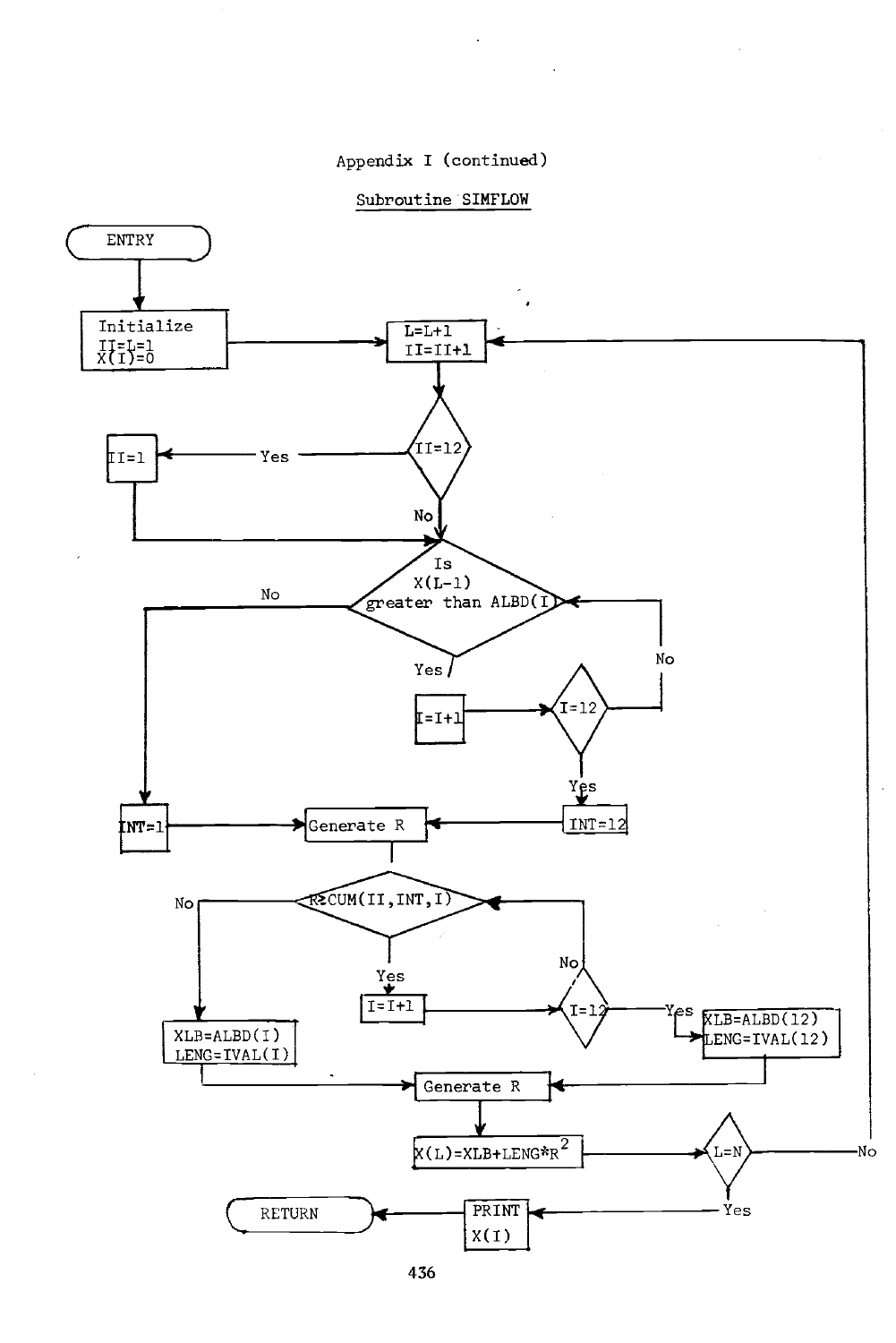Appendix I (continued)

Subroutine SIMFLOW

ENTRY

Initialize
II=L=1
X(I)=0

L=L+1
II=II+1

II=12

Yes

II=1

No

Is
X(L-1)
greater than ALBD(I)

No

Yes

No

I=I+1

I=12

Yes

INT=1

Generate R

INT=12

R≥CUM(II,INT,I)

No

Yes

No

I=I+1

I=12

Yes

XLB=ALBD(I)
LENG=IVAL(I)

XLB=ALBD(12)
LENG=IVAL(12)

Generate R

$X(L)=XLB+LENG*R^2$

L=N

No

Yes

RETURN

PRINT
X(I)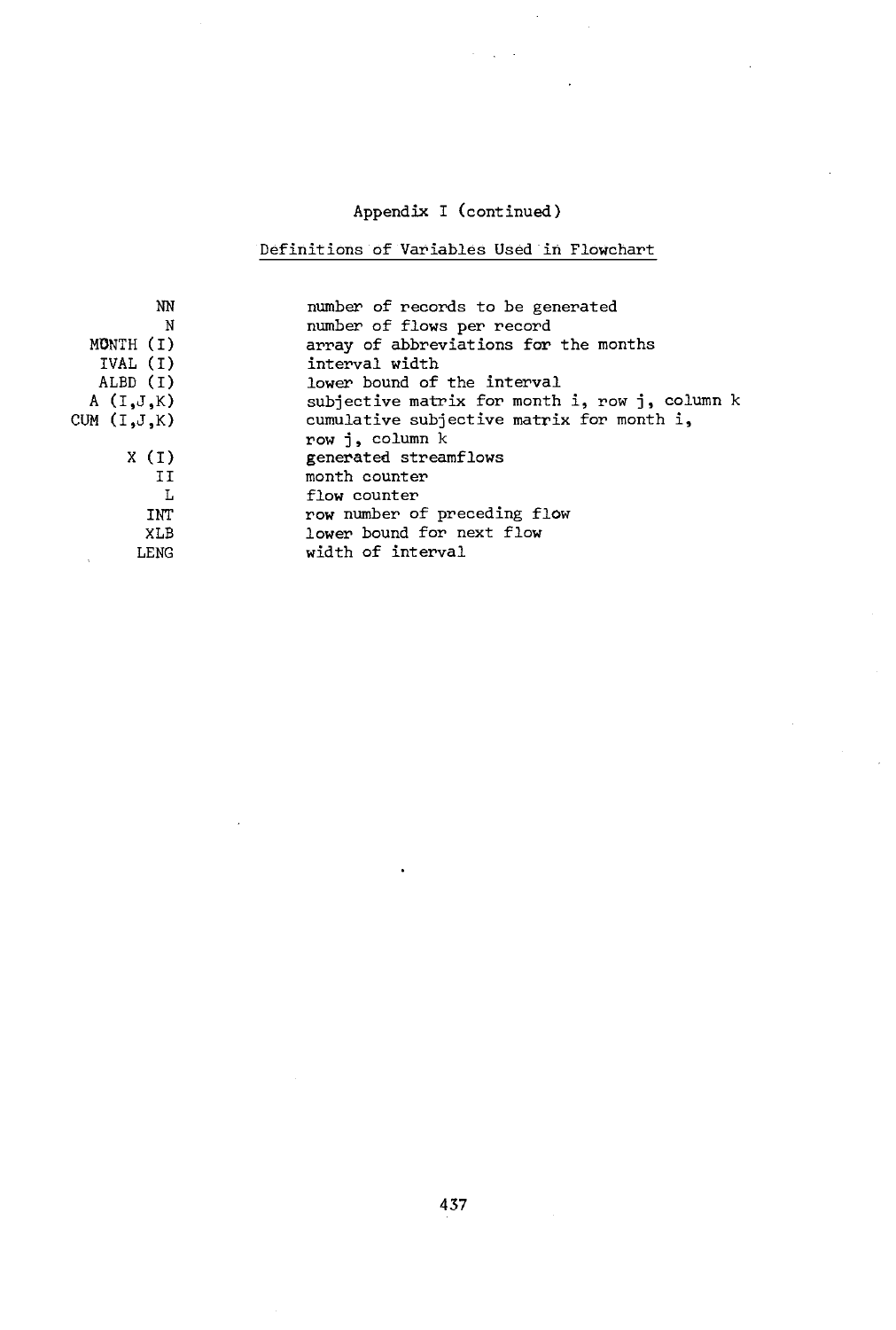## Appendix I (continued)

### Definitions of Variables Used in Flowchart

| | |
|---|---|
| NN | number of records to be generated |
| N | number of flows per record |
| MONTH (I) | array of abbreviations for the months |
| IVAL (I) | interval width |
| ALBD (I) | lower bound of the interval |
| A (I,J,K) | subjective matrix for month i, row j, column k |
| CUM (I,J,K) | cumulative subjective matrix for month i, row j, column k |
| X (I) | generated streamflows |
| II | month counter |
| L | flow counter |
| INT | row number of preceding flow |
| XLB | lower bound for next flow |
| LENG | width of interval |